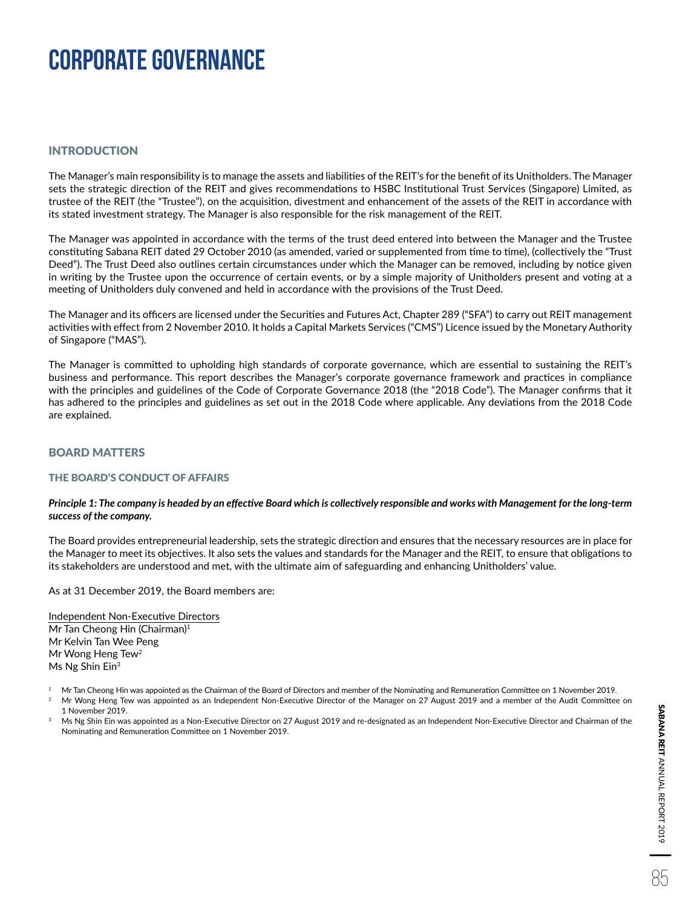# CORPORATE GOVERNANCE

## INTRODUCTION

The Manager's main responsibility is to manage the assets and liabilities of the REIT's for the benefit of its Unitholders. The Manager sets the strategic direction of the REIT and gives recommendations to HSBC Institutional Trust Services (Singapore) Limited, as trustee of the REIT (the "Trustee"), on the acquisition, divestment and enhancement of the assets of the REIT in accordance with its stated investment strategy. The Manager is also responsible for the risk management of the REIT.

The Manager was appointed in accordance with the terms of the trust deed entered into between the Manager and the Trustee constituting Sabana REIT dated 29 October 2010 (as amended, varied or supplemented from time to time), (collectively the "Trust Deed"). The Trust Deed also outlines certain circumstances under which the Manager can be removed, including by notice given in writing by the Trustee upon the occurrence of certain events, or by a simple majority of Unitholders present and voting at a meeting of Unitholders duly convened and held in accordance with the provisions of the Trust Deed.

The Manager and its officers are licensed under the Securities and Futures Act, Chapter 289 ("SFA") to carry out REIT management activities with effect from 2 November 2010. It holds a Capital Markets Services ("CMS") Licence issued by the Monetary Authority of Singapore ("MAS").

The Manager is committed to upholding high standards of corporate governance, which are essential to sustaining the REIT's business and performance. This report describes the Manager's corporate governance framework and practices in compliance with the principles and guidelines of the Code of Corporate Governance 2018 (the "2018 Code"). The Manager confirms that it has adhered to the principles and guidelines as set out in the 2018 Code where applicable. Any deviations from the 2018 Code are explained.

## BOARD MATTERS

### THE BOARD'S CONDUCT OF AFFAIRS

***Principle 1: The company is headed by an effective Board which is collectively responsible and works with Management for the long-term success of the company.***

The Board provides entrepreneurial leadership, sets the strategic direction and ensures that the necessary resources are in place for the Manager to meet its objectives. It also sets the values and standards for the Manager and the REIT, to ensure that obligations to its stakeholders are understood and met, with the ultimate aim of safeguarding and enhancing Unitholders' value.

As at 31 December 2019, the Board members are:

Independent Non-Executive Directors
Mr Tan Cheong Hin (Chairman)[1]
Mr Kelvin Tan Wee Peng
Mr Wong Heng Tew[2]
Ms Ng Shin Ein[3]

[1] Mr Tan Cheong Hin was appointed as the Chairman of the Board of Directors and member of the Nominating and Remuneration Committee on 1 November 2019.

[2] Mr Wong Heng Tew was appointed as an Independent Non-Executive Director of the Manager on 27 August 2019 and a member of the Audit Committee on 1 November 2019.

[3] Ms Ng Shin Ein was appointed as a Non-Executive Director on 27 August 2019 and re-designated as an Independent Non-Executive Director and Chairman of the Nominating and Remuneration Committee on 1 November 2019.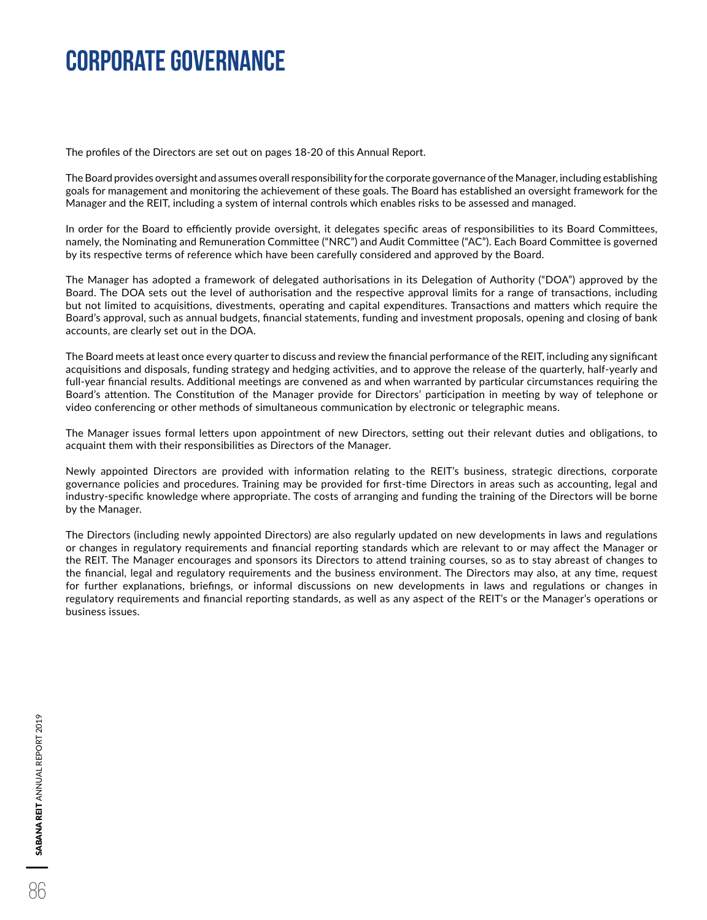# CORPORATE GOVERNANCE

The profiles of the Directors are set out on pages 18-20 of this Annual Report.

The Board provides oversight and assumes overall responsibility for the corporate governance of the Manager, including establishing goals for management and monitoring the achievement of these goals. The Board has established an oversight framework for the Manager and the REIT, including a system of internal controls which enables risks to be assessed and managed.

In order for the Board to efficiently provide oversight, it delegates specific areas of responsibilities to its Board Committees, namely, the Nominating and Remuneration Committee ("NRC") and Audit Committee ("AC"). Each Board Committee is governed by its respective terms of reference which have been carefully considered and approved by the Board.

The Manager has adopted a framework of delegated authorisations in its Delegation of Authority ("DOA") approved by the Board. The DOA sets out the level of authorisation and the respective approval limits for a range of transactions, including but not limited to acquisitions, divestments, operating and capital expenditures. Transactions and matters which require the Board's approval, such as annual budgets, financial statements, funding and investment proposals, opening and closing of bank accounts, are clearly set out in the DOA.

The Board meets at least once every quarter to discuss and review the financial performance of the REIT, including any significant acquisitions and disposals, funding strategy and hedging activities, and to approve the release of the quarterly, half-yearly and full-year financial results. Additional meetings are convened as and when warranted by particular circumstances requiring the Board's attention. The Constitution of the Manager provide for Directors' participation in meeting by way of telephone or video conferencing or other methods of simultaneous communication by electronic or telegraphic means.

The Manager issues formal letters upon appointment of new Directors, setting out their relevant duties and obligations, to acquaint them with their responsibilities as Directors of the Manager.

Newly appointed Directors are provided with information relating to the REIT's business, strategic directions, corporate governance policies and procedures. Training may be provided for first-time Directors in areas such as accounting, legal and industry-specific knowledge where appropriate. The costs of arranging and funding the training of the Directors will be borne by the Manager.

The Directors (including newly appointed Directors) are also regularly updated on new developments in laws and regulations or changes in regulatory requirements and financial reporting standards which are relevant to or may affect the Manager or the REIT. The Manager encourages and sponsors its Directors to attend training courses, so as to stay abreast of changes to the financial, legal and regulatory requirements and the business environment. The Directors may also, at any time, request for further explanations, briefings, or informal discussions on new developments in laws and regulations or changes in regulatory requirements and financial reporting standards, as well as any aspect of the REIT's or the Manager's operations or business issues.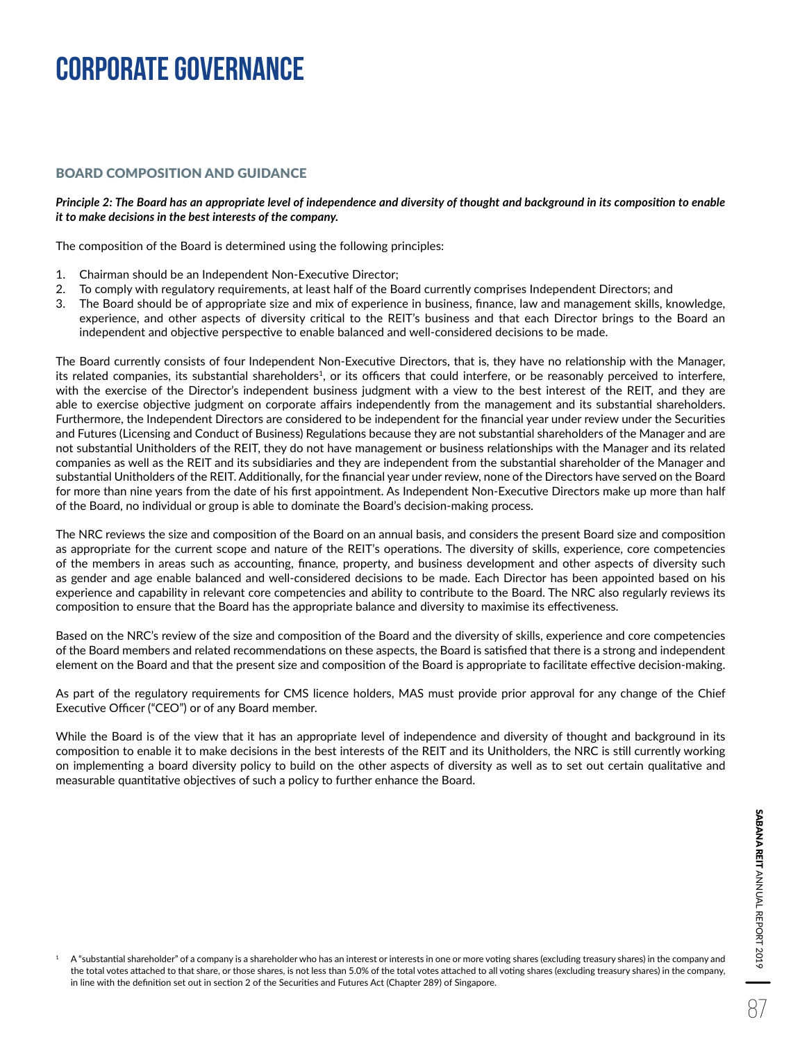# CORPORATE GOVERNANCE

## BOARD COMPOSITION AND GUIDANCE

***Principle 2: The Board has an appropriate level of independence and diversity of thought and background in its composition to enable it to make decisions in the best interests of the company.***

The composition of the Board is determined using the following principles:

1. Chairman should be an Independent Non-Executive Director;
2. To comply with regulatory requirements, at least half of the Board currently comprises Independent Directors; and
3. The Board should be of appropriate size and mix of experience in business, finance, law and management skills, knowledge, experience, and other aspects of diversity critical to the REIT's business and that each Director brings to the Board an independent and objective perspective to enable balanced and well-considered decisions to be made.

The Board currently consists of four Independent Non-Executive Directors, that is, they have no relationship with the Manager, its related companies, its substantial shareholders[1], or its officers that could interfere, or be reasonably perceived to interfere, with the exercise of the Director's independent business judgment with a view to the best interest of the REIT, and they are able to exercise objective judgment on corporate affairs independently from the management and its substantial shareholders. Furthermore, the Independent Directors are considered to be independent for the financial year under review under the Securities and Futures (Licensing and Conduct of Business) Regulations because they are not substantial shareholders of the Manager and are not substantial Unitholders of the REIT, they do not have management or business relationships with the Manager and its related companies as well as the REIT and its subsidiaries and they are independent from the substantial shareholder of the Manager and substantial Unitholders of the REIT. Additionally, for the financial year under review, none of the Directors have served on the Board for more than nine years from the date of his first appointment. As Independent Non-Executive Directors make up more than half of the Board, no individual or group is able to dominate the Board's decision-making process.

The NRC reviews the size and composition of the Board on an annual basis, and considers the present Board size and composition as appropriate for the current scope and nature of the REIT's operations. The diversity of skills, experience, core competencies of the members in areas such as accounting, finance, property, and business development and other aspects of diversity such as gender and age enable balanced and well-considered decisions to be made. Each Director has been appointed based on his experience and capability in relevant core competencies and ability to contribute to the Board. The NRC also regularly reviews its composition to ensure that the Board has the appropriate balance and diversity to maximise its effectiveness.

Based on the NRC's review of the size and composition of the Board and the diversity of skills, experience and core competencies of the Board members and related recommendations on these aspects, the Board is satisfied that there is a strong and independent element on the Board and that the present size and composition of the Board is appropriate to facilitate effective decision-making.

As part of the regulatory requirements for CMS licence holders, MAS must provide prior approval for any change of the Chief Executive Officer ("CEO") or of any Board member.

While the Board is of the view that it has an appropriate level of independence and diversity of thought and background in its composition to enable it to make decisions in the best interests of the REIT and its Unitholders, the NRC is still currently working on implementing a board diversity policy to build on the other aspects of diversity as well as to set out certain qualitative and measurable quantitative objectives of such a policy to further enhance the Board.

[1] A "substantial shareholder" of a company is a shareholder who has an interest or interests in one or more voting shares (excluding treasury shares) in the company and the total votes attached to that share, or those shares, is not less than 5.0% of the total votes attached to all voting shares (excluding treasury shares) in the company, in line with the definition set out in section 2 of the Securities and Futures Act (Chapter 289) of Singapore.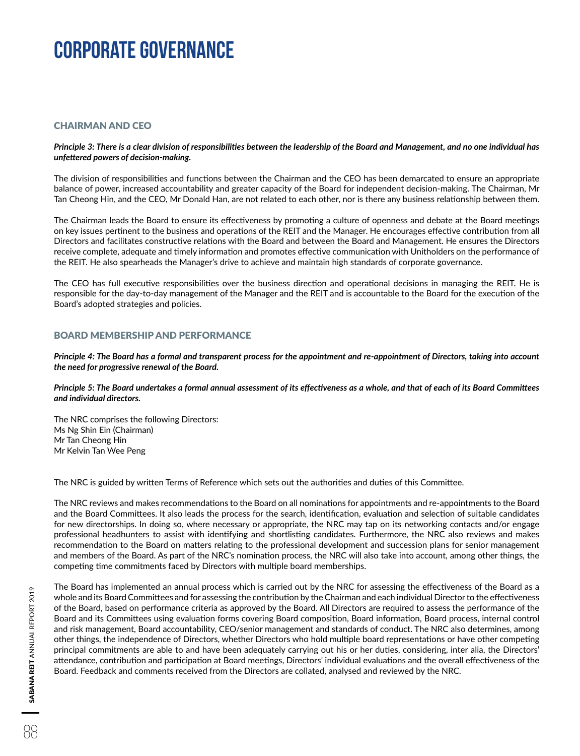# CORPORATE GOVERNANCE

## CHAIRMAN AND CEO

***Principle 3: There is a clear division of responsibilities between the leadership of the Board and Management, and no one individual has unfettered powers of decision-making.***

The division of responsibilities and functions between the Chairman and the CEO has been demarcated to ensure an appropriate balance of power, increased accountability and greater capacity of the Board for independent decision-making. The Chairman, Mr Tan Cheong Hin, and the CEO, Mr Donald Han, are not related to each other, nor is there any business relationship between them.

The Chairman leads the Board to ensure its effectiveness by promoting a culture of openness and debate at the Board meetings on key issues pertinent to the business and operations of the REIT and the Manager. He encourages effective contribution from all Directors and facilitates constructive relations with the Board and between the Board and Management. He ensures the Directors receive complete, adequate and timely information and promotes effective communication with Unitholders on the performance of the REIT. He also spearheads the Manager's drive to achieve and maintain high standards of corporate governance.

The CEO has full executive responsibilities over the business direction and operational decisions in managing the REIT. He is responsible for the day-to-day management of the Manager and the REIT and is accountable to the Board for the execution of the Board's adopted strategies and policies.

## BOARD MEMBERSHIP AND PERFORMANCE

***Principle 4: The Board has a formal and transparent process for the appointment and re-appointment of Directors, taking into account the need for progressive renewal of the Board.***

***Principle 5: The Board undertakes a formal annual assessment of its effectiveness as a whole, and that of each of its Board Committees and individual directors.***

The NRC comprises the following Directors:
Ms Ng Shin Ein (Chairman)
Mr Tan Cheong Hin
Mr Kelvin Tan Wee Peng

The NRC is guided by written Terms of Reference which sets out the authorities and duties of this Committee.

The NRC reviews and makes recommendations to the Board on all nominations for appointments and re-appointments to the Board and the Board Committees. It also leads the process for the search, identification, evaluation and selection of suitable candidates for new directorships. In doing so, where necessary or appropriate, the NRC may tap on its networking contacts and/or engage professional headhunters to assist with identifying and shortlisting candidates. Furthermore, the NRC also reviews and makes recommendation to the Board on matters relating to the professional development and succession plans for senior management and members of the Board. As part of the NRC's nomination process, the NRC will also take into account, among other things, the competing time commitments faced by Directors with multiple board memberships.

The Board has implemented an annual process which is carried out by the NRC for assessing the effectiveness of the Board as a whole and its Board Committees and for assessing the contribution by the Chairman and each individual Director to the effectiveness of the Board, based on performance criteria as approved by the Board. All Directors are required to assess the performance of the Board and its Committees using evaluation forms covering Board composition, Board information, Board process, internal control and risk management, Board accountability, CEO/senior management and standards of conduct. The NRC also determines, among other things, the independence of Directors, whether Directors who hold multiple board representations or have other competing principal commitments are able to and have been adequately carrying out his or her duties, considering, inter alia, the Directors' attendance, contribution and participation at Board meetings, Directors' individual evaluations and the overall effectiveness of the Board. Feedback and comments received from the Directors are collated, analysed and reviewed by the NRC.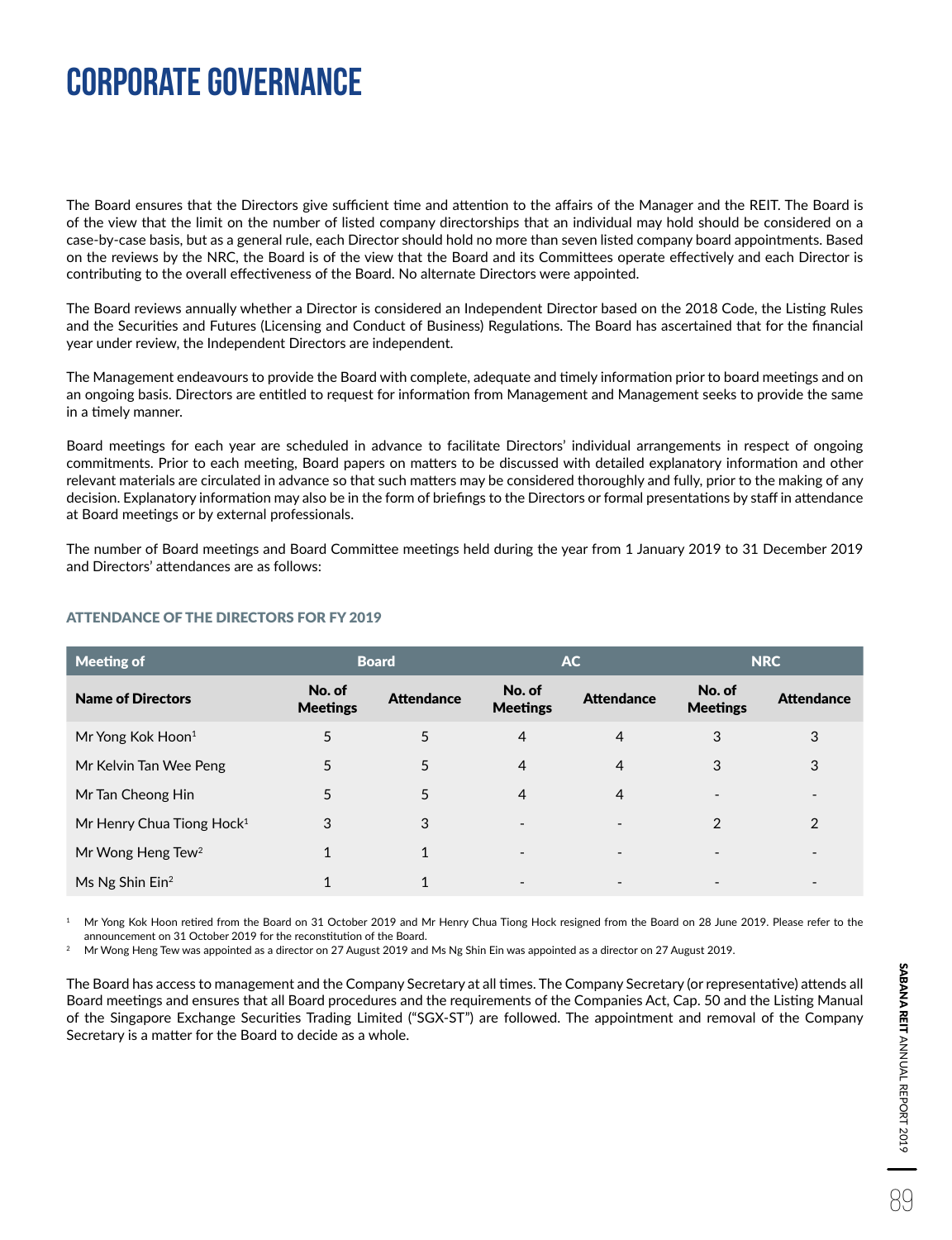# CORPORATE GOVERNANCE

The Board ensures that the Directors give sufficient time and attention to the affairs of the Manager and the REIT. The Board is of the view that the limit on the number of listed company directorships that an individual may hold should be considered on a case-by-case basis, but as a general rule, each Director should hold no more than seven listed company board appointments. Based on the reviews by the NRC, the Board is of the view that the Board and its Committees operate effectively and each Director is contributing to the overall effectiveness of the Board. No alternate Directors were appointed.

The Board reviews annually whether a Director is considered an Independent Director based on the 2018 Code, the Listing Rules and the Securities and Futures (Licensing and Conduct of Business) Regulations. The Board has ascertained that for the financial year under review, the Independent Directors are independent.

The Management endeavours to provide the Board with complete, adequate and timely information prior to board meetings and on an ongoing basis. Directors are entitled to request for information from Management and Management seeks to provide the same in a timely manner.

Board meetings for each year are scheduled in advance to facilitate Directors' individual arrangements in respect of ongoing commitments. Prior to each meeting, Board papers on matters to be discussed with detailed explanatory information and other relevant materials are circulated in advance so that such matters may be considered thoroughly and fully, prior to the making of any decision. Explanatory information may also be in the form of briefings to the Directors or formal presentations by staff in attendance at Board meetings or by external professionals.

The number of Board meetings and Board Committee meetings held during the year from 1 January 2019 to 31 December 2019 and Directors' attendances are as follows:

### ATTENDANCE OF THE DIRECTORS FOR FY 2019

| Meeting of | Board | | AC | | NRC | |
|---|---|---|---|---|---|---|
| **Name of Directors** | **No. of Meetings** | **Attendance** | **No. of Meetings** | **Attendance** | **No. of Meetings** | **Attendance** |
| Mr Yong Kok Hoon[1] | 5 | 5 | 4 | 4 | 3 | 3 |
| Mr Kelvin Tan Wee Peng | 5 | 5 | 4 | 4 | 3 | 3 |
| Mr Tan Cheong Hin | 5 | 5 | 4 | 4 | - | - |
| Mr Henry Chua Tiong Hock[1] | 3 | 3 | - | - | 2 | 2 |
| Mr Wong Heng Tew[2] | 1 | 1 | - | - | - | - |
| Ms Ng Shin Ein[2] | 1 | 1 | - | - | - | - |

[1] Mr Yong Kok Hoon retired from the Board on 31 October 2019 and Mr Henry Chua Tiong Hock resigned from the Board on 28 June 2019. Please refer to the announcement on 31 October 2019 for the reconstitution of the Board.

[2] Mr Wong Heng Tew was appointed as a director on 27 August 2019 and Ms Ng Shin Ein was appointed as a director on 27 August 2019.

The Board has access to management and the Company Secretary at all times. The Company Secretary (or representative) attends all Board meetings and ensures that all Board procedures and the requirements of the Companies Act, Cap. 50 and the Listing Manual of the Singapore Exchange Securities Trading Limited ("SGX-ST") are followed. The appointment and removal of the Company Secretary is a matter for the Board to decide as a whole.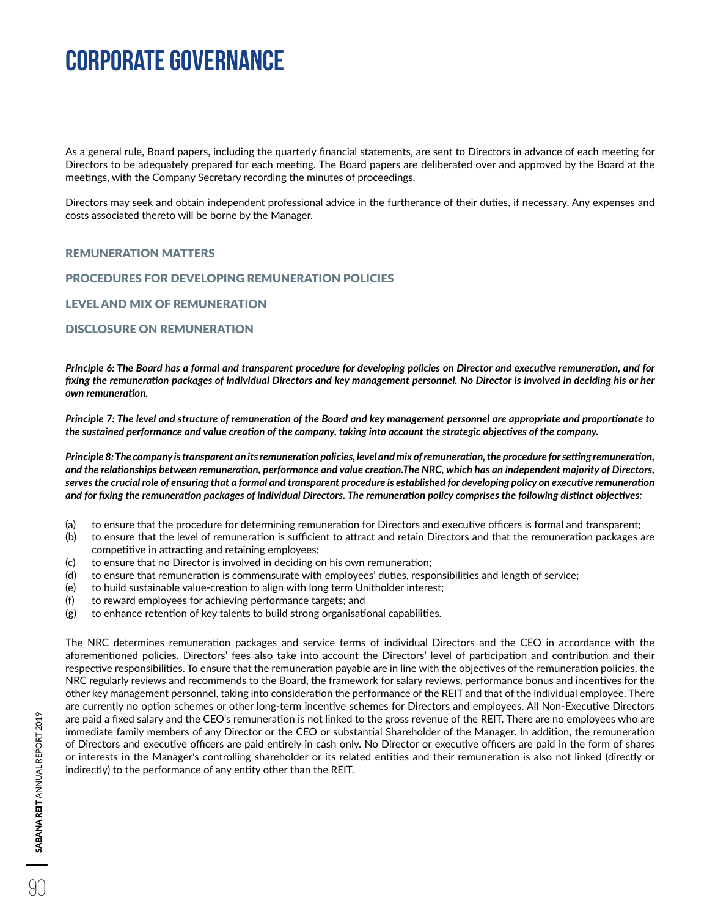# CORPORATE GOVERNANCE

As a general rule, Board papers, including the quarterly financial statements, are sent to Directors in advance of each meeting for Directors to be adequately prepared for each meeting. The Board papers are deliberated over and approved by the Board at the meetings, with the Company Secretary recording the minutes of proceedings.

Directors may seek and obtain independent professional advice in the furtherance of their duties, if necessary. Any expenses and costs associated thereto will be borne by the Manager.

### REMUNERATION MATTERS

### PROCEDURES FOR DEVELOPING REMUNERATION POLICIES

### LEVEL AND MIX OF REMUNERATION

### DISCLOSURE ON REMUNERATION

***Principle 6: The Board has a formal and transparent procedure for developing policies on Director and executive remuneration, and for fixing the remuneration packages of individual Directors and key management personnel. No Director is involved in deciding his or her own remuneration.***

***Principle 7: The level and structure of remuneration of the Board and key management personnel are appropriate and proportionate to the sustained performance and value creation of the company, taking into account the strategic objectives of the company.***

***Principle 8: The company is transparent on its remuneration policies, level and mix of remuneration, the procedure for setting remuneration, and the relationships between remuneration, performance and value creation.The NRC, which has an independent majority of Directors, serves the crucial role of ensuring that a formal and transparent procedure is established for developing policy on executive remuneration and for fixing the remuneration packages of individual Directors. The remuneration policy comprises the following distinct objectives:***

(a) to ensure that the procedure for determining remuneration for Directors and executive officers is formal and transparent;
(b) to ensure that the level of remuneration is sufficient to attract and retain Directors and that the remuneration packages are competitive in attracting and retaining employees;
(c) to ensure that no Director is involved in deciding on his own remuneration;
(d) to ensure that remuneration is commensurate with employees' duties, responsibilities and length of service;
(e) to build sustainable value-creation to align with long term Unitholder interest;
(f) to reward employees for achieving performance targets; and
(g) to enhance retention of key talents to build strong organisational capabilities.

The NRC determines remuneration packages and service terms of individual Directors and the CEO in accordance with the aforementioned policies. Directors' fees also take into account the Directors' level of participation and contribution and their respective responsibilities. To ensure that the remuneration payable are in line with the objectives of the remuneration policies, the NRC regularly reviews and recommends to the Board, the framework for salary reviews, performance bonus and incentives for the other key management personnel, taking into consideration the performance of the REIT and that of the individual employee. There are currently no option schemes or other long-term incentive schemes for Directors and employees. All Non-Executive Directors are paid a fixed salary and the CEO's remuneration is not linked to the gross revenue of the REIT. There are no employees who are immediate family members of any Director or the CEO or substantial Shareholder of the Manager. In addition, the remuneration of Directors and executive officers are paid entirely in cash only. No Director or executive officers are paid in the form of shares or interests in the Manager's controlling shareholder or its related entities and their remuneration is also not linked (directly or indirectly) to the performance of any entity other than the REIT.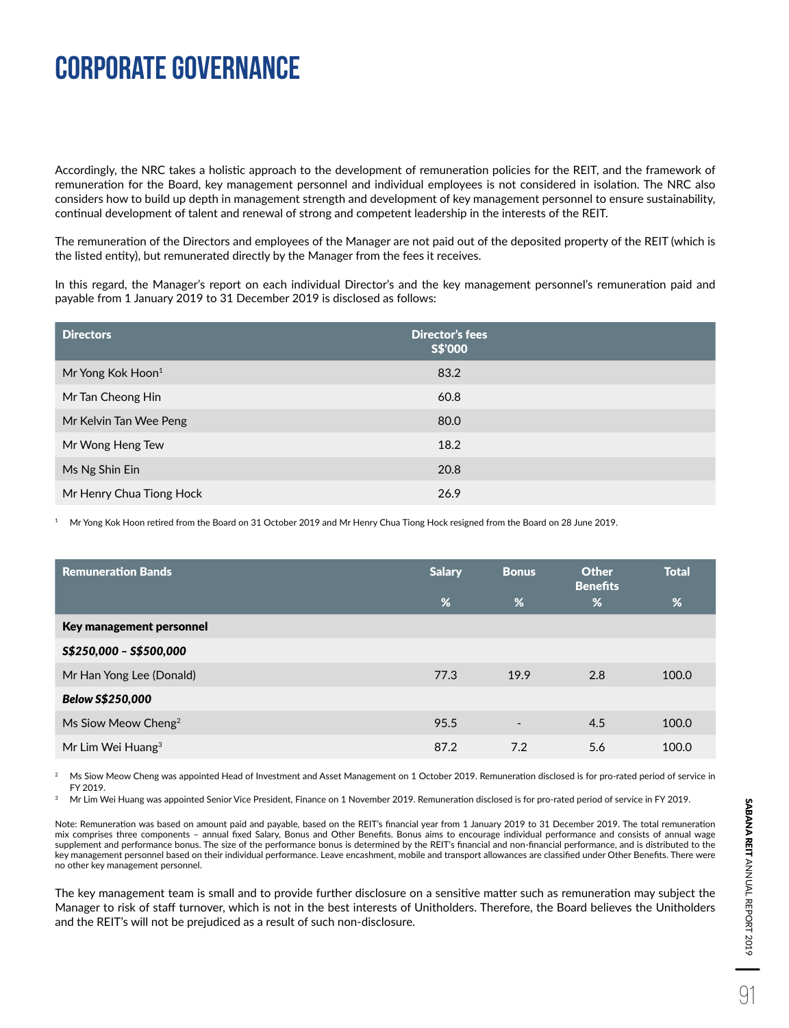# CORPORATE GOVERNANCE

Accordingly, the NRC takes a holistic approach to the development of remuneration policies for the REIT, and the framework of remuneration for the Board, key management personnel and individual employees is not considered in isolation. The NRC also considers how to build up depth in management strength and development of key management personnel to ensure sustainability, continual development of talent and renewal of strong and competent leadership in the interests of the REIT.

The remuneration of the Directors and employees of the Manager are not paid out of the deposited property of the REIT (which is the listed entity), but remunerated directly by the Manager from the fees it receives.

In this regard, the Manager's report on each individual Director's and the key management personnel's remuneration paid and payable from 1 January 2019 to 31 December 2019 is disclosed as follows:

| Directors | Director's fees S$'000 |
|---|---|
| Mr Yong Kok Hoon[1] | 83.2 |
| Mr Tan Cheong Hin | 60.8 |
| Mr Kelvin Tan Wee Peng | 80.0 |
| Mr Wong Heng Tew | 18.2 |
| Ms Ng Shin Ein | 20.8 |
| Mr Henry Chua Tiong Hock | 26.9 |

[1] Mr Yong Kok Hoon retired from the Board on 31 October 2019 and Mr Henry Chua Tiong Hock resigned from the Board on 28 June 2019.

| Remuneration Bands | Salary % | Bonus % | Other Benefits % | Total % |
|---|---|---|---|---|
| **Key management personnel** | | | | |
| ***S$250,000 – S$500,000*** | | | | |
| Mr Han Yong Lee (Donald) | 77.3 | 19.9 | 2.8 | 100.0 |
| ***Below S$250,000*** | | | | |
| Ms Siow Meow Cheng[2] | 95.5 | - | 4.5 | 100.0 |
| Mr Lim Wei Huang[3] | 87.2 | 7.2 | 5.6 | 100.0 |

[2] Ms Siow Meow Cheng was appointed Head of Investment and Asset Management on 1 October 2019. Remuneration disclosed is for pro-rated period of service in FY 2019.

[3] Mr Lim Wei Huang was appointed Senior Vice President, Finance on 1 November 2019. Remuneration disclosed is for pro-rated period of service in FY 2019.

Note: Remuneration was based on amount paid and payable, based on the REIT's financial year from 1 January 2019 to 31 December 2019. The total remuneration mix comprises three components – annual fixed Salary, Bonus and Other Benefits. Bonus aims to encourage individual performance and consists of annual wage supplement and performance bonus. The size of the performance bonus is determined by the REIT's financial and non-financial performance, and is distributed to the key management personnel based on their individual performance. Leave encashment, mobile and transport allowances are classified under Other Benefits. There were no other key management personnel.

The key management team is small and to provide further disclosure on a sensitive matter such as remuneration may subject the Manager to risk of staff turnover, which is not in the best interests of Unitholders. Therefore, the Board believes the Unitholders and the REIT's will not be prejudiced as a result of such non-disclosure.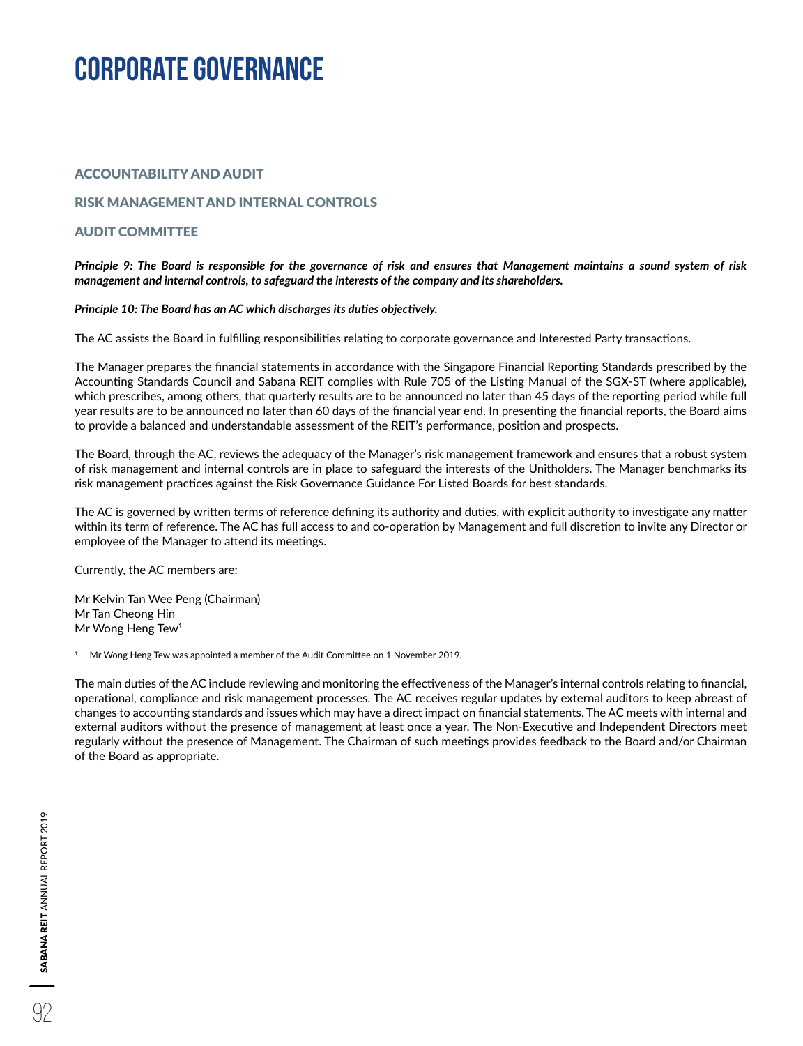# CORPORATE GOVERNANCE

### ACCOUNTABILITY AND AUDIT

### RISK MANAGEMENT AND INTERNAL CONTROLS

### AUDIT COMMITTEE

***Principle 9: The Board is responsible for the governance of risk and ensures that Management maintains a sound system of risk management and internal controls, to safeguard the interests of the company and its shareholders.***

***Principle 10: The Board has an AC which discharges its duties objectively.***

The AC assists the Board in fulfilling responsibilities relating to corporate governance and Interested Party transactions.

The Manager prepares the financial statements in accordance with the Singapore Financial Reporting Standards prescribed by the Accounting Standards Council and Sabana REIT complies with Rule 705 of the Listing Manual of the SGX-ST (where applicable), which prescribes, among others, that quarterly results are to be announced no later than 45 days of the reporting period while full year results are to be announced no later than 60 days of the financial year end. In presenting the financial reports, the Board aims to provide a balanced and understandable assessment of the REIT's performance, position and prospects.

The Board, through the AC, reviews the adequacy of the Manager's risk management framework and ensures that a robust system of risk management and internal controls are in place to safeguard the interests of the Unitholders. The Manager benchmarks its risk management practices against the Risk Governance Guidance For Listed Boards for best standards.

The AC is governed by written terms of reference defining its authority and duties, with explicit authority to investigate any matter within its term of reference. The AC has full access to and co-operation by Management and full discretion to invite any Director or employee of the Manager to attend its meetings.

Currently, the AC members are:

Mr Kelvin Tan Wee Peng (Chairman)
Mr Tan Cheong Hin
Mr Wong Heng Tew[1]

[1] Mr Wong Heng Tew was appointed a member of the Audit Committee on 1 November 2019.

The main duties of the AC include reviewing and monitoring the effectiveness of the Manager's internal controls relating to financial, operational, compliance and risk management processes. The AC receives regular updates by external auditors to keep abreast of changes to accounting standards and issues which may have a direct impact on financial statements. The AC meets with internal and external auditors without the presence of management at least once a year. The Non-Executive and Independent Directors meet regularly without the presence of Management. The Chairman of such meetings provides feedback to the Board and/or Chairman of the Board as appropriate.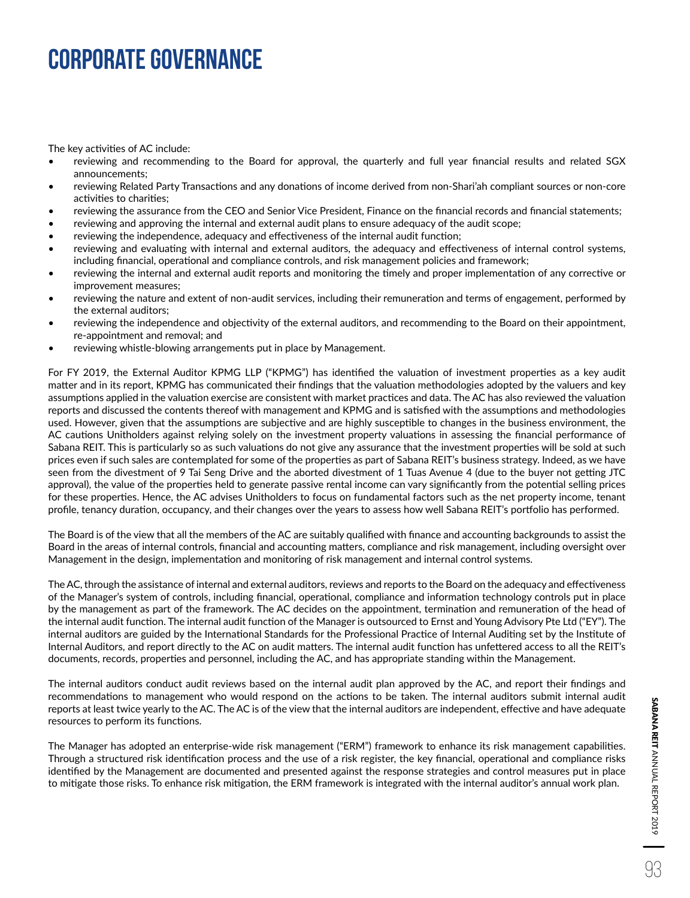# CORPORATE GOVERNANCE

The key activities of AC include:

- reviewing and recommending to the Board for approval, the quarterly and full year financial results and related SGX announcements;
- reviewing Related Party Transactions and any donations of income derived from non-Shari'ah compliant sources or non-core activities to charities;
- reviewing the assurance from the CEO and Senior Vice President, Finance on the financial records and financial statements;
- reviewing and approving the internal and external audit plans to ensure adequacy of the audit scope;
- reviewing the independence, adequacy and effectiveness of the internal audit function;
- reviewing and evaluating with internal and external auditors, the adequacy and effectiveness of internal control systems, including financial, operational and compliance controls, and risk management policies and framework;
- reviewing the internal and external audit reports and monitoring the timely and proper implementation of any corrective or improvement measures;
- reviewing the nature and extent of non-audit services, including their remuneration and terms of engagement, performed by the external auditors;
- reviewing the independence and objectivity of the external auditors, and recommending to the Board on their appointment, re-appointment and removal; and
- reviewing whistle-blowing arrangements put in place by Management.

For FY 2019, the External Auditor KPMG LLP ("KPMG") has identified the valuation of investment properties as a key audit matter and in its report, KPMG has communicated their findings that the valuation methodologies adopted by the valuers and key assumptions applied in the valuation exercise are consistent with market practices and data. The AC has also reviewed the valuation reports and discussed the contents thereof with management and KPMG and is satisfied with the assumptions and methodologies used. However, given that the assumptions are subjective and are highly susceptible to changes in the business environment, the AC cautions Unitholders against relying solely on the investment property valuations in assessing the financial performance of Sabana REIT. This is particularly so as such valuations do not give any assurance that the investment properties will be sold at such prices even if such sales are contemplated for some of the properties as part of Sabana REIT's business strategy. Indeed, as we have seen from the divestment of 9 Tai Seng Drive and the aborted divestment of 1 Tuas Avenue 4 (due to the buyer not getting JTC approval), the value of the properties held to generate passive rental income can vary significantly from the potential selling prices for these properties. Hence, the AC advises Unitholders to focus on fundamental factors such as the net property income, tenant profile, tenancy duration, occupancy, and their changes over the years to assess how well Sabana REIT's portfolio has performed.

The Board is of the view that all the members of the AC are suitably qualified with finance and accounting backgrounds to assist the Board in the areas of internal controls, financial and accounting matters, compliance and risk management, including oversight over Management in the design, implementation and monitoring of risk management and internal control systems.

The AC, through the assistance of internal and external auditors, reviews and reports to the Board on the adequacy and effectiveness of the Manager's system of controls, including financial, operational, compliance and information technology controls put in place by the management as part of the framework. The AC decides on the appointment, termination and remuneration of the head of the internal audit function. The internal audit function of the Manager is outsourced to Ernst and Young Advisory Pte Ltd ("EY"). The internal auditors are guided by the International Standards for the Professional Practice of Internal Auditing set by the Institute of Internal Auditors, and report directly to the AC on audit matters. The internal audit function has unfettered access to all the REIT's documents, records, properties and personnel, including the AC, and has appropriate standing within the Management.

The internal auditors conduct audit reviews based on the internal audit plan approved by the AC, and report their findings and recommendations to management who would respond on the actions to be taken. The internal auditors submit internal audit reports at least twice yearly to the AC. The AC is of the view that the internal auditors are independent, effective and have adequate resources to perform its functions.

The Manager has adopted an enterprise-wide risk management ("ERM") framework to enhance its risk management capabilities. Through a structured risk identification process and the use of a risk register, the key financial, operational and compliance risks identified by the Management are documented and presented against the response strategies and control measures put in place to mitigate those risks. To enhance risk mitigation, the ERM framework is integrated with the internal auditor's annual work plan.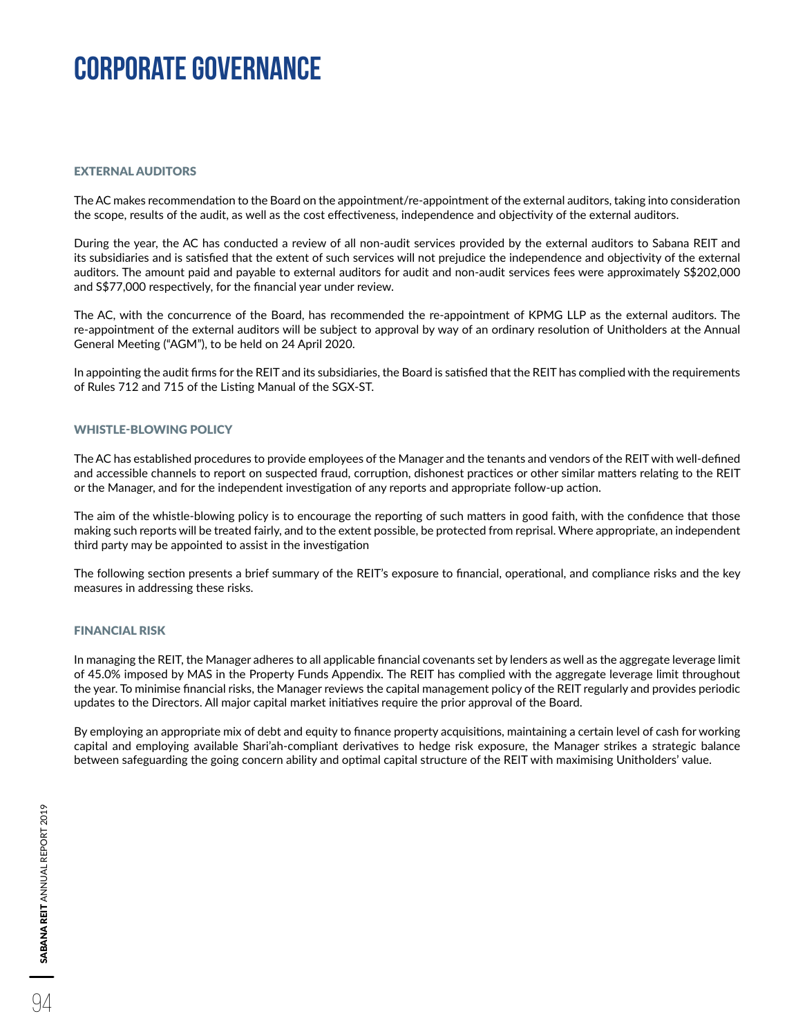# CORPORATE GOVERNANCE

### EXTERNAL AUDITORS

The AC makes recommendation to the Board on the appointment/re-appointment of the external auditors, taking into consideration the scope, results of the audit, as well as the cost effectiveness, independence and objectivity of the external auditors.

During the year, the AC has conducted a review of all non-audit services provided by the external auditors to Sabana REIT and its subsidiaries and is satisfied that the extent of such services will not prejudice the independence and objectivity of the external auditors. The amount paid and payable to external auditors for audit and non-audit services fees were approximately S$202,000 and S$77,000 respectively, for the financial year under review.

The AC, with the concurrence of the Board, has recommended the re-appointment of KPMG LLP as the external auditors. The re-appointment of the external auditors will be subject to approval by way of an ordinary resolution of Unitholders at the Annual General Meeting ("AGM"), to be held on 24 April 2020.

In appointing the audit firms for the REIT and its subsidiaries, the Board is satisfied that the REIT has complied with the requirements of Rules 712 and 715 of the Listing Manual of the SGX-ST.

### WHISTLE-BLOWING POLICY

The AC has established procedures to provide employees of the Manager and the tenants and vendors of the REIT with well-defined and accessible channels to report on suspected fraud, corruption, dishonest practices or other similar matters relating to the REIT or the Manager, and for the independent investigation of any reports and appropriate follow-up action.

The aim of the whistle-blowing policy is to encourage the reporting of such matters in good faith, with the confidence that those making such reports will be treated fairly, and to the extent possible, be protected from reprisal. Where appropriate, an independent third party may be appointed to assist in the investigation

The following section presents a brief summary of the REIT's exposure to financial, operational, and compliance risks and the key measures in addressing these risks.

### FINANCIAL RISK

In managing the REIT, the Manager adheres to all applicable financial covenants set by lenders as well as the aggregate leverage limit of 45.0% imposed by MAS in the Property Funds Appendix. The REIT has complied with the aggregate leverage limit throughout the year. To minimise financial risks, the Manager reviews the capital management policy of the REIT regularly and provides periodic updates to the Directors. All major capital market initiatives require the prior approval of the Board.

By employing an appropriate mix of debt and equity to finance property acquisitions, maintaining a certain level of cash for working capital and employing available Shari'ah-compliant derivatives to hedge risk exposure, the Manager strikes a strategic balance between safeguarding the going concern ability and optimal capital structure of the REIT with maximising Unitholders' value.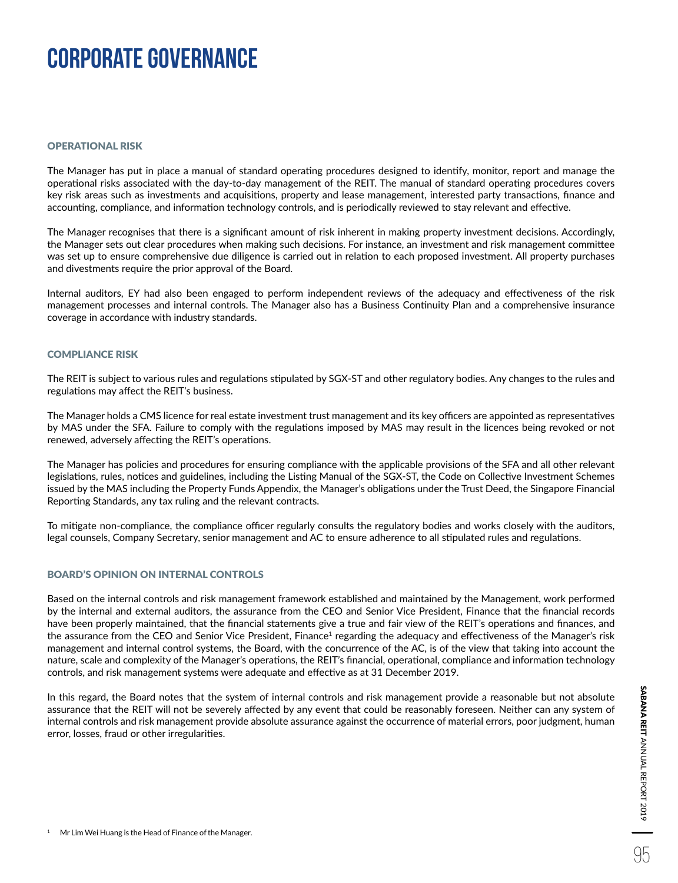# CORPORATE GOVERNANCE

### OPERATIONAL RISK

The Manager has put in place a manual of standard operating procedures designed to identify, monitor, report and manage the operational risks associated with the day-to-day management of the REIT. The manual of standard operating procedures covers key risk areas such as investments and acquisitions, property and lease management, interested party transactions, finance and accounting, compliance, and information technology controls, and is periodically reviewed to stay relevant and effective.

The Manager recognises that there is a significant amount of risk inherent in making property investment decisions. Accordingly, the Manager sets out clear procedures when making such decisions. For instance, an investment and risk management committee was set up to ensure comprehensive due diligence is carried out in relation to each proposed investment. All property purchases and divestments require the prior approval of the Board.

Internal auditors, EY had also been engaged to perform independent reviews of the adequacy and effectiveness of the risk management processes and internal controls. The Manager also has a Business Continuity Plan and a comprehensive insurance coverage in accordance with industry standards.

### COMPLIANCE RISK

The REIT is subject to various rules and regulations stipulated by SGX-ST and other regulatory bodies. Any changes to the rules and regulations may affect the REIT's business.

The Manager holds a CMS licence for real estate investment trust management and its key officers are appointed as representatives by MAS under the SFA. Failure to comply with the regulations imposed by MAS may result in the licences being revoked or not renewed, adversely affecting the REIT's operations.

The Manager has policies and procedures for ensuring compliance with the applicable provisions of the SFA and all other relevant legislations, rules, notices and guidelines, including the Listing Manual of the SGX-ST, the Code on Collective Investment Schemes issued by the MAS including the Property Funds Appendix, the Manager's obligations under the Trust Deed, the Singapore Financial Reporting Standards, any tax ruling and the relevant contracts.

To mitigate non-compliance, the compliance officer regularly consults the regulatory bodies and works closely with the auditors, legal counsels, Company Secretary, senior management and AC to ensure adherence to all stipulated rules and regulations.

### BOARD'S OPINION ON INTERNAL CONTROLS

Based on the internal controls and risk management framework established and maintained by the Management, work performed by the internal and external auditors, the assurance from the CEO and Senior Vice President, Finance that the financial records have been properly maintained, that the financial statements give a true and fair view of the REIT's operations and finances, and the assurance from the CEO and Senior Vice President, Finance[1] regarding the adequacy and effectiveness of the Manager's risk management and internal control systems, the Board, with the concurrence of the AC, is of the view that taking into account the nature, scale and complexity of the Manager's operations, the REIT's financial, operational, compliance and information technology controls, and risk management systems were adequate and effective as at 31 December 2019.

In this regard, the Board notes that the system of internal controls and risk management provide a reasonable but not absolute assurance that the REIT will not be severely affected by any event that could be reasonably foreseen. Neither can any system of internal controls and risk management provide absolute assurance against the occurrence of material errors, poor judgment, human error, losses, fraud or other irregularities.

[1] Mr Lim Wei Huang is the Head of Finance of the Manager.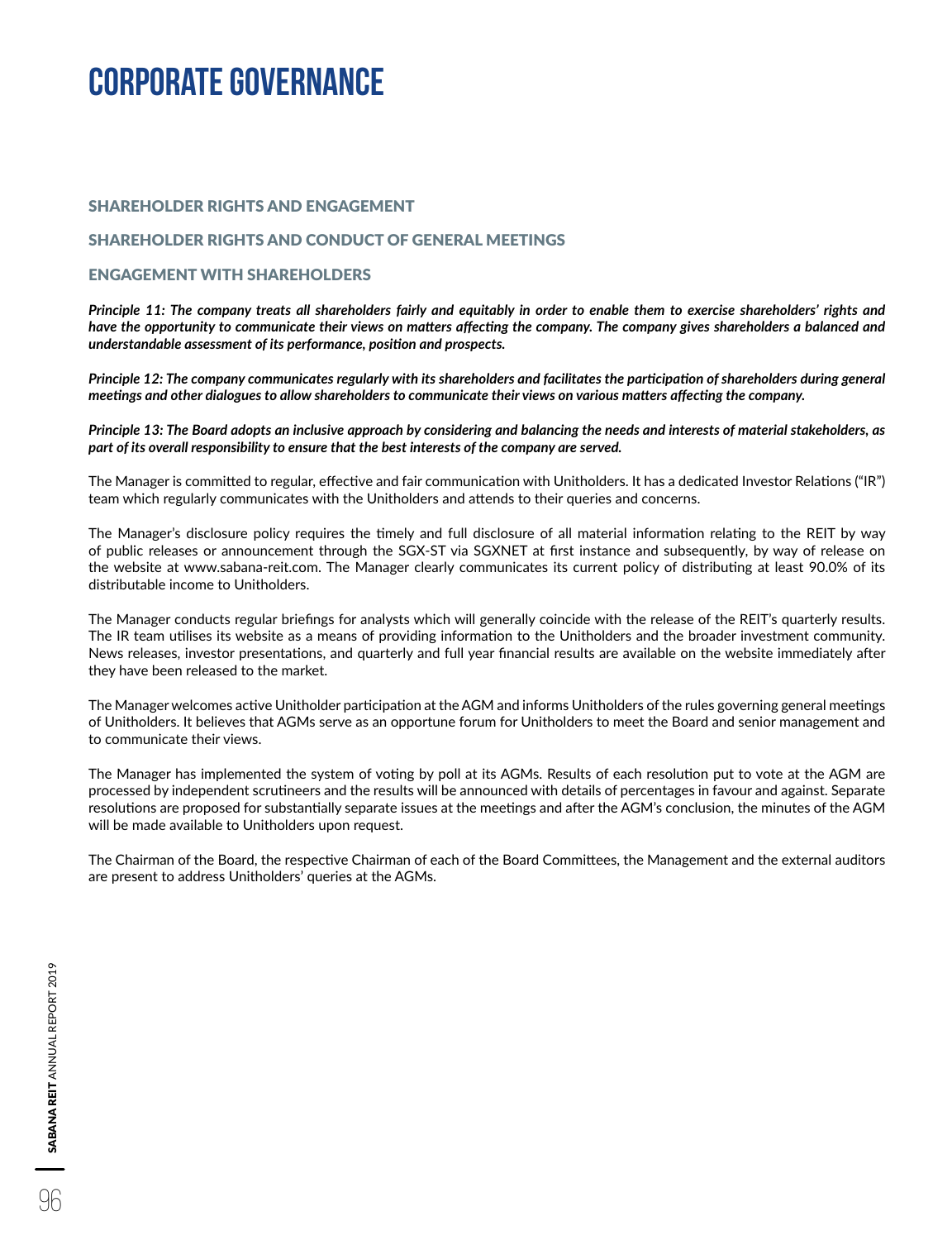# CORPORATE GOVERNANCE

## SHAREHOLDER RIGHTS AND ENGAGEMENT

## SHAREHOLDER RIGHTS AND CONDUCT OF GENERAL MEETINGS

## ENGAGEMENT WITH SHAREHOLDERS

***Principle 11: The company treats all shareholders fairly and equitably in order to enable them to exercise shareholders' rights and have the opportunity to communicate their views on matters affecting the company. The company gives shareholders a balanced and understandable assessment of its performance, position and prospects.***

***Principle 12: The company communicates regularly with its shareholders and facilitates the participation of shareholders during general meetings and other dialogues to allow shareholders to communicate their views on various matters affecting the company.***

***Principle 13: The Board adopts an inclusive approach by considering and balancing the needs and interests of material stakeholders, as part of its overall responsibility to ensure that the best interests of the company are served.***

The Manager is committed to regular, effective and fair communication with Unitholders. It has a dedicated Investor Relations ("IR") team which regularly communicates with the Unitholders and attends to their queries and concerns.

The Manager's disclosure policy requires the timely and full disclosure of all material information relating to the REIT by way of public releases or announcement through the SGX-ST via SGXNET at first instance and subsequently, by way of release on the website at www.sabana-reit.com. The Manager clearly communicates its current policy of distributing at least 90.0% of its distributable income to Unitholders.

The Manager conducts regular briefings for analysts which will generally coincide with the release of the REIT's quarterly results. The IR team utilises its website as a means of providing information to the Unitholders and the broader investment community. News releases, investor presentations, and quarterly and full year financial results are available on the website immediately after they have been released to the market.

The Manager welcomes active Unitholder participation at the AGM and informs Unitholders of the rules governing general meetings of Unitholders. It believes that AGMs serve as an opportune forum for Unitholders to meet the Board and senior management and to communicate their views.

The Manager has implemented the system of voting by poll at its AGMs. Results of each resolution put to vote at the AGM are processed by independent scrutineers and the results will be announced with details of percentages in favour and against. Separate resolutions are proposed for substantially separate issues at the meetings and after the AGM's conclusion, the minutes of the AGM will be made available to Unitholders upon request.

The Chairman of the Board, the respective Chairman of each of the Board Committees, the Management and the external auditors are present to address Unitholders' queries at the AGMs.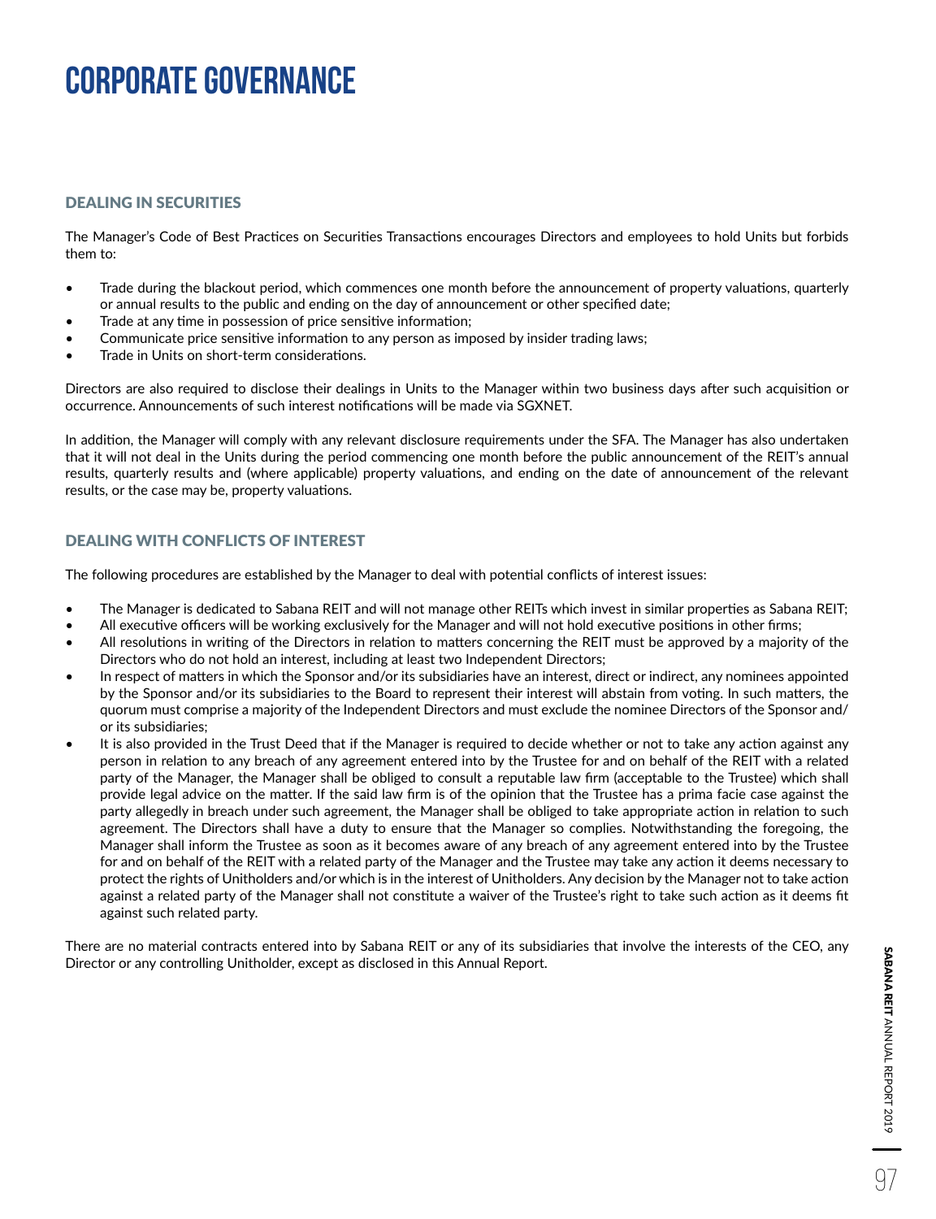# CORPORATE GOVERNANCE

## DEALING IN SECURITIES

The Manager's Code of Best Practices on Securities Transactions encourages Directors and employees to hold Units but forbids them to:

- Trade during the blackout period, which commences one month before the announcement of property valuations, quarterly or annual results to the public and ending on the day of announcement or other specified date;
- Trade at any time in possession of price sensitive information;
- Communicate price sensitive information to any person as imposed by insider trading laws;
- Trade in Units on short-term considerations.

Directors are also required to disclose their dealings in Units to the Manager within two business days after such acquisition or occurrence. Announcements of such interest notifications will be made via SGXNET.

In addition, the Manager will comply with any relevant disclosure requirements under the SFA. The Manager has also undertaken that it will not deal in the Units during the period commencing one month before the public announcement of the REIT's annual results, quarterly results and (where applicable) property valuations, and ending on the date of announcement of the relevant results, or the case may be, property valuations.

## DEALING WITH CONFLICTS OF INTEREST

The following procedures are established by the Manager to deal with potential conflicts of interest issues:

- The Manager is dedicated to Sabana REIT and will not manage other REITs which invest in similar properties as Sabana REIT;
- All executive officers will be working exclusively for the Manager and will not hold executive positions in other firms;
- All resolutions in writing of the Directors in relation to matters concerning the REIT must be approved by a majority of the Directors who do not hold an interest, including at least two Independent Directors;
- In respect of matters in which the Sponsor and/or its subsidiaries have an interest, direct or indirect, any nominees appointed by the Sponsor and/or its subsidiaries to the Board to represent their interest will abstain from voting. In such matters, the quorum must comprise a majority of the Independent Directors and must exclude the nominee Directors of the Sponsor and/or its subsidiaries;
- It is also provided in the Trust Deed that if the Manager is required to decide whether or not to take any action against any person in relation to any breach of any agreement entered into by the Trustee for and on behalf of the REIT with a related party of the Manager, the Manager shall be obliged to consult a reputable law firm (acceptable to the Trustee) which shall provide legal advice on the matter. If the said law firm is of the opinion that the Trustee has a prima facie case against the party allegedly in breach under such agreement, the Manager shall be obliged to take appropriate action in relation to such agreement. The Directors shall have a duty to ensure that the Manager so complies. Notwithstanding the foregoing, the Manager shall inform the Trustee as soon as it becomes aware of any breach of any agreement entered into by the Trustee for and on behalf of the REIT with a related party of the Manager and the Trustee may take any action it deems necessary to protect the rights of Unitholders and/or which is in the interest of Unitholders. Any decision by the Manager not to take action against a related party of the Manager shall not constitute a waiver of the Trustee's right to take such action as it deems fit against such related party.

There are no material contracts entered into by Sabana REIT or any of its subsidiaries that involve the interests of the CEO, any Director or any controlling Unitholder, except as disclosed in this Annual Report.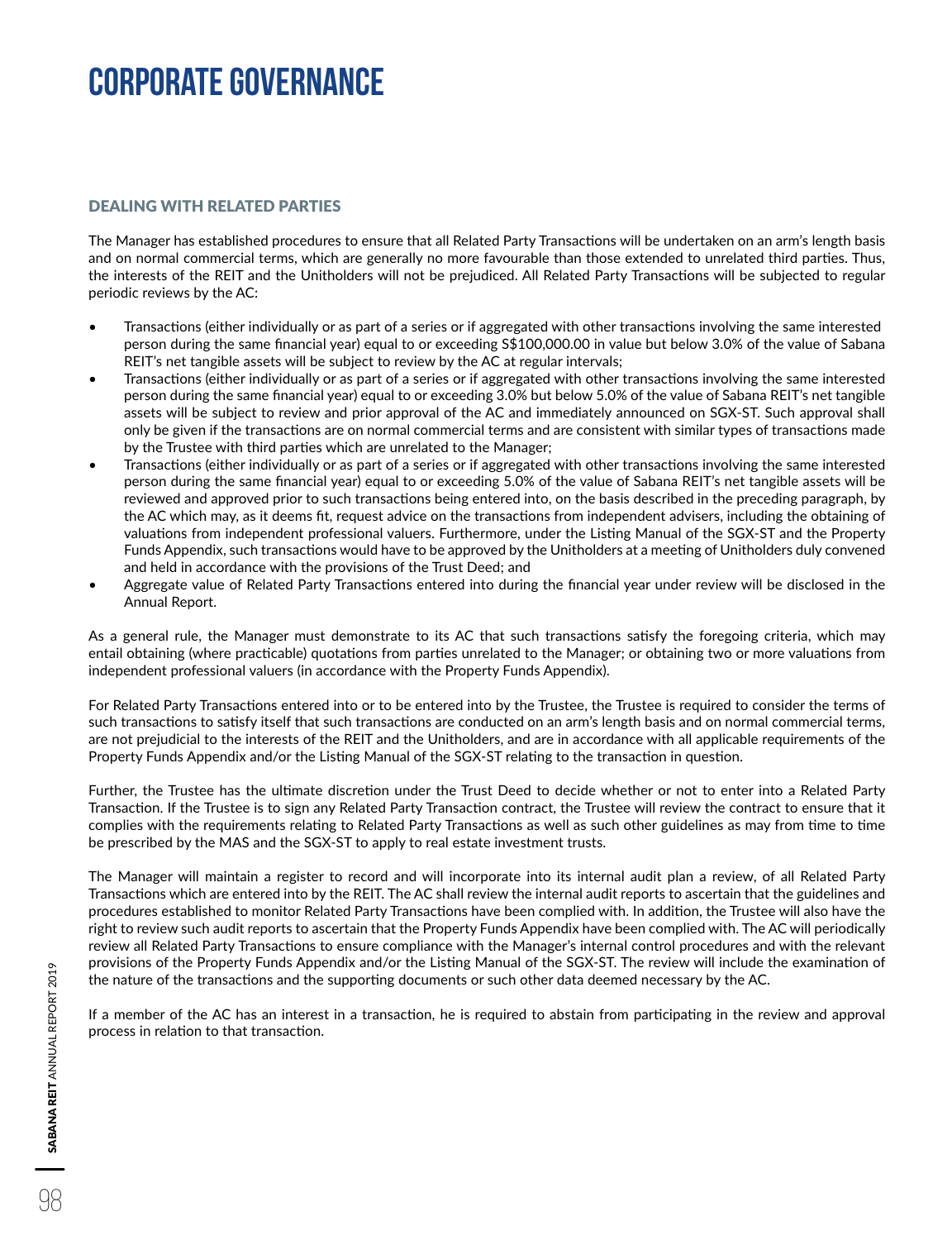# CORPORATE GOVERNANCE

## DEALING WITH RELATED PARTIES

The Manager has established procedures to ensure that all Related Party Transactions will be undertaken on an arm's length basis and on normal commercial terms, which are generally no more favourable than those extended to unrelated third parties. Thus, the interests of the REIT and the Unitholders will not be prejudiced. All Related Party Transactions will be subjected to regular periodic reviews by the AC:

- Transactions (either individually or as part of a series or if aggregated with other transactions involving the same interested person during the same financial year) equal to or exceeding S$100,000.00 in value but below 3.0% of the value of Sabana REIT's net tangible assets will be subject to review by the AC at regular intervals;
- Transactions (either individually or as part of a series or if aggregated with other transactions involving the same interested person during the same financial year) equal to or exceeding 3.0% but below 5.0% of the value of Sabana REIT's net tangible assets will be subject to review and prior approval of the AC and immediately announced on SGX-ST. Such approval shall only be given if the transactions are on normal commercial terms and are consistent with similar types of transactions made by the Trustee with third parties which are unrelated to the Manager;
- Transactions (either individually or as part of a series or if aggregated with other transactions involving the same interested person during the same financial year) equal to or exceeding 5.0% of the value of Sabana REIT's net tangible assets will be reviewed and approved prior to such transactions being entered into, on the basis described in the preceding paragraph, by the AC which may, as it deems fit, request advice on the transactions from independent advisers, including the obtaining of valuations from independent professional valuers. Furthermore, under the Listing Manual of the SGX-ST and the Property Funds Appendix, such transactions would have to be approved by the Unitholders at a meeting of Unitholders duly convened and held in accordance with the provisions of the Trust Deed; and
- Aggregate value of Related Party Transactions entered into during the financial year under review will be disclosed in the Annual Report.

As a general rule, the Manager must demonstrate to its AC that such transactions satisfy the foregoing criteria, which may entail obtaining (where practicable) quotations from parties unrelated to the Manager; or obtaining two or more valuations from independent professional valuers (in accordance with the Property Funds Appendix).

For Related Party Transactions entered into or to be entered into by the Trustee, the Trustee is required to consider the terms of such transactions to satisfy itself that such transactions are conducted on an arm's length basis and on normal commercial terms, are not prejudicial to the interests of the REIT and the Unitholders, and are in accordance with all applicable requirements of the Property Funds Appendix and/or the Listing Manual of the SGX-ST relating to the transaction in question.

Further, the Trustee has the ultimate discretion under the Trust Deed to decide whether or not to enter into a Related Party Transaction. If the Trustee is to sign any Related Party Transaction contract, the Trustee will review the contract to ensure that it complies with the requirements relating to Related Party Transactions as well as such other guidelines as may from time to time be prescribed by the MAS and the SGX-ST to apply to real estate investment trusts.

The Manager will maintain a register to record and will incorporate into its internal audit plan a review, of all Related Party Transactions which are entered into by the REIT. The AC shall review the internal audit reports to ascertain that the guidelines and procedures established to monitor Related Party Transactions have been complied with. In addition, the Trustee will also have the right to review such audit reports to ascertain that the Property Funds Appendix have been complied with. The AC will periodically review all Related Party Transactions to ensure compliance with the Manager's internal control procedures and with the relevant provisions of the Property Funds Appendix and/or the Listing Manual of the SGX-ST. The review will include the examination of the nature of the transactions and the supporting documents or such other data deemed necessary by the AC.

If a member of the AC has an interest in a transaction, he is required to abstain from participating in the review and approval process in relation to that transaction.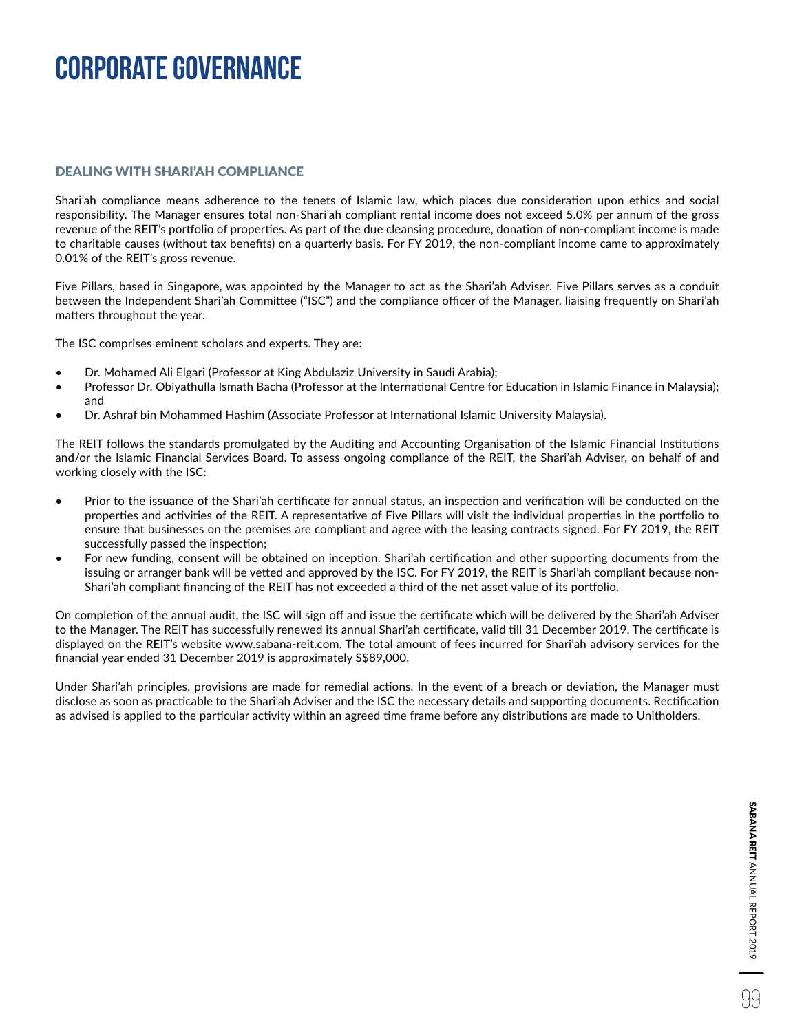# CORPORATE GOVERNANCE

## DEALING WITH SHARI'AH COMPLIANCE

Shari'ah compliance means adherence to the tenets of Islamic law, which places due consideration upon ethics and social responsibility. The Manager ensures total non-Shari'ah compliant rental income does not exceed 5.0% per annum of the gross revenue of the REIT's portfolio of properties. As part of the due cleansing procedure, donation of non-compliant income is made to charitable causes (without tax benefits) on a quarterly basis. For FY 2019, the non-compliant income came to approximately 0.01% of the REIT's gross revenue.

Five Pillars, based in Singapore, was appointed by the Manager to act as the Shari'ah Adviser. Five Pillars serves as a conduit between the Independent Shari'ah Committee ("ISC") and the compliance officer of the Manager, liaising frequently on Shari'ah matters throughout the year.

The ISC comprises eminent scholars and experts. They are:

- Dr. Mohamed Ali Elgari (Professor at King Abdulaziz University in Saudi Arabia);
- Professor Dr. Obiyathulla Ismath Bacha (Professor at the International Centre for Education in Islamic Finance in Malaysia); and
- Dr. Ashraf bin Mohammed Hashim (Associate Professor at International Islamic University Malaysia).

The REIT follows the standards promulgated by the Auditing and Accounting Organisation of the Islamic Financial Institutions and/or the Islamic Financial Services Board. To assess ongoing compliance of the REIT, the Shari'ah Adviser, on behalf of and working closely with the ISC:

- Prior to the issuance of the Shari'ah certificate for annual status, an inspection and verification will be conducted on the properties and activities of the REIT. A representative of Five Pillars will visit the individual properties in the portfolio to ensure that businesses on the premises are compliant and agree with the leasing contracts signed. For FY 2019, the REIT successfully passed the inspection;
- For new funding, consent will be obtained on inception. Shari'ah certification and other supporting documents from the issuing or arranger bank will be vetted and approved by the ISC. For FY 2019, the REIT is Shari'ah compliant because non-Shari'ah compliant financing of the REIT has not exceeded a third of the net asset value of its portfolio.

On completion of the annual audit, the ISC will sign off and issue the certificate which will be delivered by the Shari'ah Adviser to the Manager. The REIT has successfully renewed its annual Shari'ah certificate, valid till 31 December 2019. The certificate is displayed on the REIT's website www.sabana-reit.com. The total amount of fees incurred for Shari'ah advisory services for the financial year ended 31 December 2019 is approximately S$89,000.

Under Shari'ah principles, provisions are made for remedial actions. In the event of a breach or deviation, the Manager must disclose as soon as practicable to the Shari'ah Adviser and the ISC the necessary details and supporting documents. Rectification as advised is applied to the particular activity within an agreed time frame before any distributions are made to Unitholders.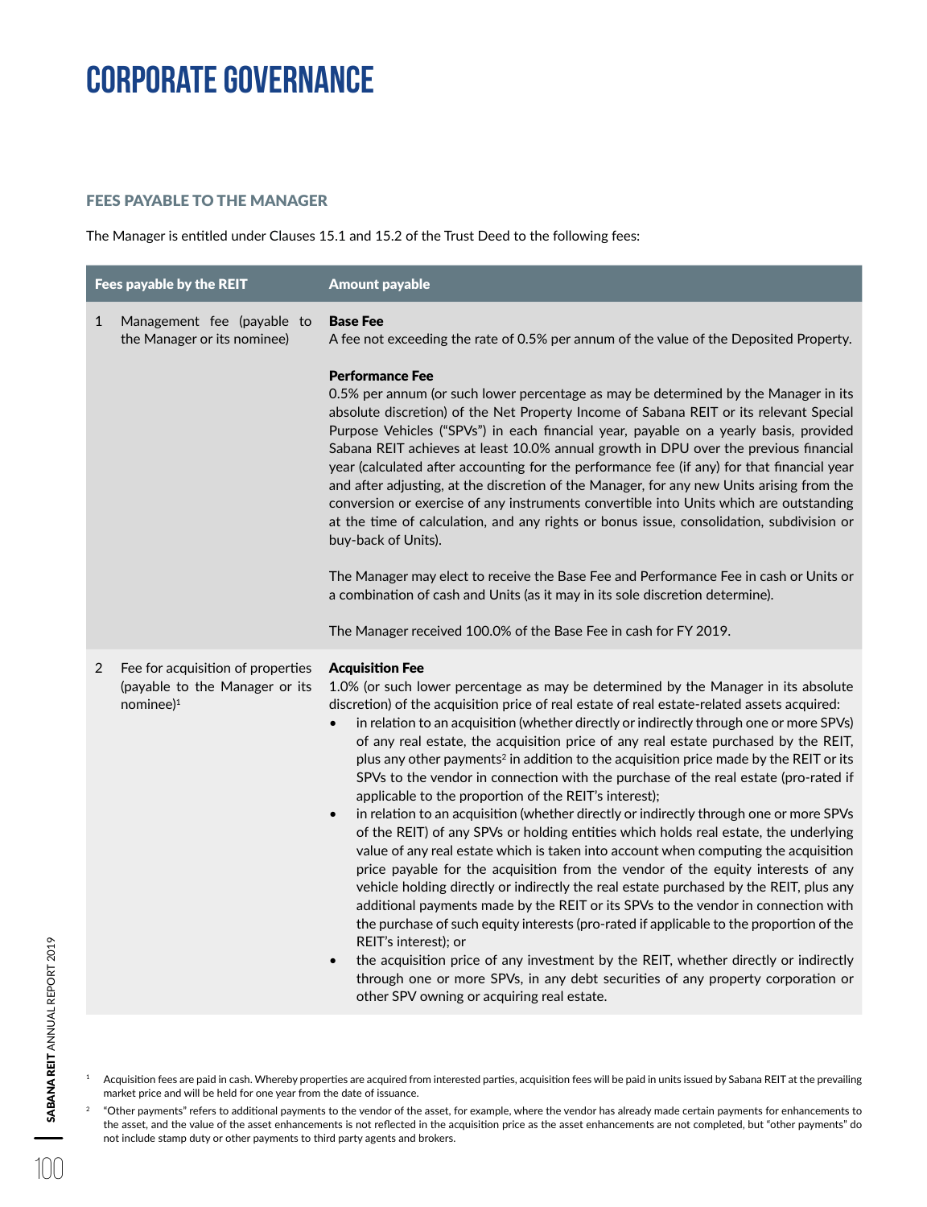# CORPORATE GOVERNANCE

## FEES PAYABLE TO THE MANAGER

The Manager is entitled under Clauses 15.1 and 15.2 of the Trust Deed to the following fees:

| | Fees payable by the REIT | Amount payable |
|---|---|---|
| 1 | Management fee (payable to the Manager or its nominee) | **Base Fee**<br>A fee not exceeding the rate of 0.5% per annum of the value of the Deposited Property.<br><br>**Performance Fee**<br>0.5% per annum (or such lower percentage as may be determined by the Manager in its absolute discretion) of the Net Property Income of Sabana REIT or its relevant Special Purpose Vehicles ("SPVs") in each financial year, payable on a yearly basis, provided Sabana REIT achieves at least 10.0% annual growth in DPU over the previous financial year (calculated after accounting for the performance fee (if any) for that financial year and after adjusting, at the discretion of the Manager, for any new Units arising from the conversion or exercise of any instruments convertible into Units which are outstanding at the time of calculation, and any rights or bonus issue, consolidation, subdivision or buy-back of Units).<br><br>The Manager may elect to receive the Base Fee and Performance Fee in cash or Units or a combination of cash and Units (as it may in its sole discretion determine).<br><br>The Manager received 100.0% of the Base Fee in cash for FY 2019. |
| 2 | Fee for acquisition of properties (payable to the Manager or its nominee)[1] | **Acquisition Fee**<br>1.0% (or such lower percentage as may be determined by the Manager in its absolute discretion) of the acquisition price of real estate of real estate-related assets acquired:<br>• in relation to an acquisition (whether directly or indirectly through one or more SPVs) of any real estate, the acquisition price of any real estate purchased by the REIT, plus any other payments[2] in addition to the acquisition price made by the REIT or its SPVs to the vendor in connection with the purchase of the real estate (pro-rated if applicable to the proportion of the REIT's interest);<br>• in relation to an acquisition (whether directly or indirectly through one or more SPVs of the REIT) of any SPVs or holding entities which holds real estate, the underlying value of any real estate which is taken into account when computing the acquisition price payable for the acquisition from the vendor of the equity interests of any vehicle holding directly or indirectly the real estate purchased by the REIT, plus any additional payments made by the REIT or its SPVs to the vendor in connection with the purchase of such equity interests (pro-rated if applicable to the proportion of the REIT's interest); or<br>• the acquisition price of any investment by the REIT, whether directly or indirectly through one or more SPVs, in any debt securities of any property corporation or other SPV owning or acquiring real estate. |

[1] Acquisition fees are paid in cash. Whereby properties are acquired from interested parties, acquisition fees will be paid in units issued by Sabana REIT at the prevailing market price and will be held for one year from the date of issuance.

[2] "Other payments" refers to additional payments to the vendor of the asset, for example, where the vendor has already made certain payments for enhancements to the asset, and the value of the asset enhancements is not reflected in the acquisition price as the asset enhancements are not completed, but "other payments" do not include stamp duty or other payments to third party agents and brokers.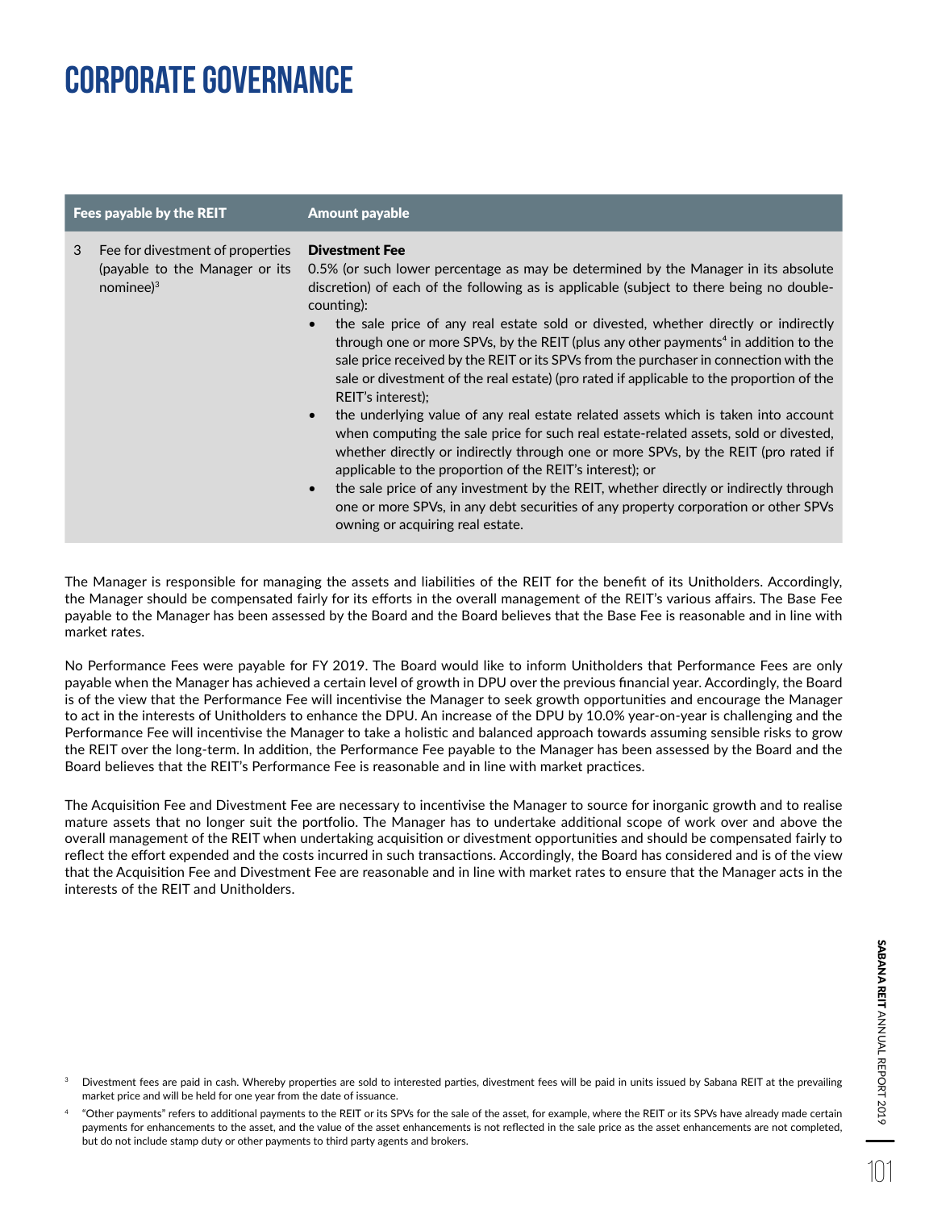# CORPORATE GOVERNANCE

| Fees payable by the REIT | | Amount payable |
| --- | --- | --- |
| 3 | Fee for divestment of properties (payable to the Manager or its nominee)[3] | **Divestment Fee**<br>0.5% (or such lower percentage as may be determined by the Manager in its absolute discretion) of each of the following as is applicable (subject to there being no double-counting):<br>• the sale price of any real estate sold or divested, whether directly or indirectly through one or more SPVs, by the REIT (plus any other payments[4] in addition to the sale price received by the REIT or its SPVs from the purchaser in connection with the sale or divestment of the real estate) (pro rated if applicable to the proportion of the REIT's interest);<br>• the underlying value of any real estate related assets which is taken into account when computing the sale price for such real estate-related assets, sold or divested, whether directly or indirectly through one or more SPVs, by the REIT (pro rated if applicable to the proportion of the REIT's interest); or<br>• the sale price of any investment by the REIT, whether directly or indirectly through one or more SPVs, in any debt securities of any property corporation or other SPVs owning or acquiring real estate. |

The Manager is responsible for managing the assets and liabilities of the REIT for the benefit of its Unitholders. Accordingly, the Manager should be compensated fairly for its efforts in the overall management of the REIT's various affairs. The Base Fee payable to the Manager has been assessed by the Board and the Board believes that the Base Fee is reasonable and in line with market rates.

No Performance Fees were payable for FY 2019. The Board would like to inform Unitholders that Performance Fees are only payable when the Manager has achieved a certain level of growth in DPU over the previous financial year. Accordingly, the Board is of the view that the Performance Fee will incentivise the Manager to seek growth opportunities and encourage the Manager to act in the interests of Unitholders to enhance the DPU. An increase of the DPU by 10.0% year-on-year is challenging and the Performance Fee will incentivise the Manager to take a holistic and balanced approach towards assuming sensible risks to grow the REIT over the long-term. In addition, the Performance Fee payable to the Manager has been assessed by the Board and the Board believes that the REIT's Performance Fee is reasonable and in line with market practices.

The Acquisition Fee and Divestment Fee are necessary to incentivise the Manager to source for inorganic growth and to realise mature assets that no longer suit the portfolio. The Manager has to undertake additional scope of work over and above the overall management of the REIT when undertaking acquisition or divestment opportunities and should be compensated fairly to reflect the effort expended and the costs incurred in such transactions. Accordingly, the Board has considered and is of the view that the Acquisition Fee and Divestment Fee are reasonable and in line with market rates to ensure that the Manager acts in the interests of the REIT and Unitholders.

[3] Divestment fees are paid in cash. Whereby properties are sold to interested parties, divestment fees will be paid in units issued by Sabana REIT at the prevailing market price and will be held for one year from the date of issuance.

[4] "Other payments" refers to additional payments to the REIT or its SPVs for the sale of the asset, for example, where the REIT or its SPVs have already made certain payments for enhancements to the asset, and the value of the asset enhancements is not reflected in the sale price as the asset enhancements are not completed, but do not include stamp duty or other payments to third party agents and brokers.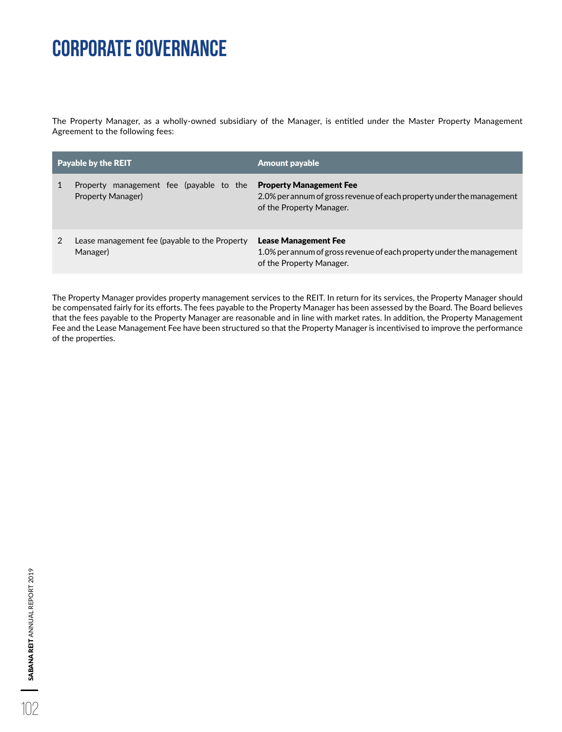# CORPORATE GOVERNANCE

The Property Manager, as a wholly-owned subsidiary of the Manager, is entitled under the Master Property Management Agreement to the following fees:

| | Payable by the REIT | Amount payable |
|---|---|---|
| 1 | Property management fee (payable to the Property Manager) | **Property Management Fee**<br>2.0% per annum of gross revenue of each property under the management of the Property Manager. |
| 2 | Lease management fee (payable to the Property Manager) | **Lease Management Fee**<br>1.0% per annum of gross revenue of each property under the management of the Property Manager. |

The Property Manager provides property management services to the REIT. In return for its services, the Property Manager should be compensated fairly for its efforts. The fees payable to the Property Manager has been assessed by the Board. The Board believes that the fees payable to the Property Manager are reasonable and in line with market rates. In addition, the Property Management Fee and the Lease Management Fee have been structured so that the Property Manager is incentivised to improve the performance of the properties.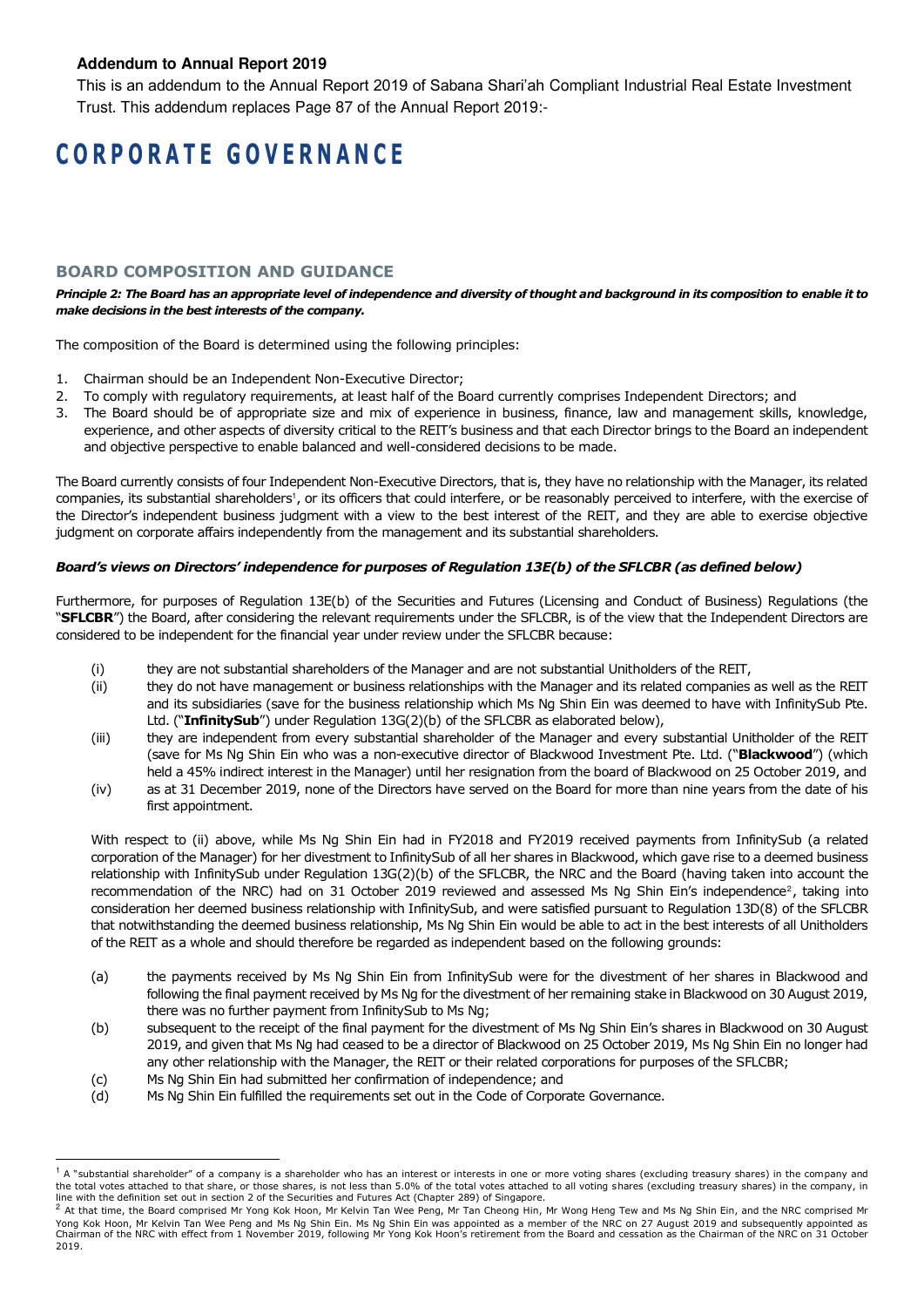**Addendum to Annual Report 2019**

This is an addendum to the Annual Report 2019 of Sabana Shari'ah Compliant Industrial Real Estate Investment Trust. This addendum replaces Page 87 of the Annual Report 2019:-

# CORPORATE GOVERNANCE

## BOARD COMPOSITION AND GUIDANCE

***Principle 2: The Board has an appropriate level of independence and diversity of thought and background in its composition to enable it to make decisions in the best interests of the company.***

The composition of the Board is determined using the following principles:

1. Chairman should be an Independent Non-Executive Director;
2. To comply with regulatory requirements, at least half of the Board currently comprises Independent Directors; and
3. The Board should be of appropriate size and mix of experience in business, finance, law and management skills, knowledge, experience, and other aspects of diversity critical to the REIT's business and that each Director brings to the Board an independent and objective perspective to enable balanced and well-considered decisions to be made.

The Board currently consists of four Independent Non-Executive Directors, that is, they have no relationship with the Manager, its related companies, its substantial shareholders[1], or its officers that could interfere, or be reasonably perceived to interfere, with the exercise of the Director's independent business judgment with a view to the best interest of the REIT, and they are able to exercise objective judgment on corporate affairs independently from the management and its substantial shareholders.

***Board's views on Directors' independence for purposes of Regulation 13E(b) of the SFLCBR (as defined below)***

Furthermore, for purposes of Regulation 13E(b) of the Securities and Futures (Licensing and Conduct of Business) Regulations (the "**SFLCBR**") the Board, after considering the relevant requirements under the SFLCBR, is of the view that the Independent Directors are considered to be independent for the financial year under review under the SFLCBR because:

(i) they are not substantial shareholders of the Manager and are not substantial Unitholders of the REIT,

(ii) they do not have management or business relationships with the Manager and its related companies as well as the REIT and its subsidiaries (save for the business relationship which Ms Ng Shin Ein was deemed to have with InfinitySub Pte. Ltd. ("**InfinitySub**") under Regulation 13G(2)(b) of the SFLCBR as elaborated below),

(iii) they are independent from every substantial shareholder of the Manager and every substantial Unitholder of the REIT (save for Ms Ng Shin Ein who was a non-executive director of Blackwood Investment Pte. Ltd. ("**Blackwood**") (which held a 45% indirect interest in the Manager) until her resignation from the board of Blackwood on 25 October 2019, and

(iv) as at 31 December 2019, none of the Directors have served on the Board for more than nine years from the date of his first appointment.

With respect to (ii) above, while Ms Ng Shin Ein had in FY2018 and FY2019 received payments from InfinitySub (a related corporation of the Manager) for her divestment to InfinitySub of all her shares in Blackwood, which gave rise to a deemed business relationship with InfinitySub under Regulation 13G(2)(b) of the SFLCBR, the NRC and the Board (having taken into account the recommendation of the NRC) had on 31 October 2019 reviewed and assessed Ms Ng Shin Ein's independence[2], taking into consideration her deemed business relationship with InfinitySub, and were satisfied pursuant to Regulation 13D(8) of the SFLCBR that notwithstanding the deemed business relationship, Ms Ng Shin Ein would be able to act in the best interests of all Unitholders of the REIT as a whole and should therefore be regarded as independent based on the following grounds:

(a) the payments received by Ms Ng Shin Ein from InfinitySub were for the divestment of her shares in Blackwood and following the final payment received by Ms Ng for the divestment of her remaining stake in Blackwood on 30 August 2019, there was no further payment from InfinitySub to Ms Ng;

(b) subsequent to the receipt of the final payment for the divestment of Ms Ng Shin Ein's shares in Blackwood on 30 August 2019, and given that Ms Ng had ceased to be a director of Blackwood on 25 October 2019, Ms Ng Shin Ein no longer had any other relationship with the Manager, the REIT or their related corporations for purposes of the SFLCBR;

(c) Ms Ng Shin Ein had submitted her confirmation of independence; and

(d) Ms Ng Shin Ein fulfilled the requirements set out in the Code of Corporate Governance.

---

[1] A "substantial shareholder" of a company is a shareholder who has an interest or interests in one or more voting shares (excluding treasury shares) in the company and the total votes attached to that share, or those shares, is not less than 5.0% of the total votes attached to all voting shares (excluding treasury shares) in the company, in line with the definition set out in section 2 of the Securities and Futures Act (Chapter 289) of Singapore.

[2] At that time, the Board comprised Mr Yong Kok Hoon, Mr Kelvin Tan Wee Peng, Mr Tan Cheong Hin, Mr Wong Heng Tew and Ms Ng Shin Ein, and the NRC comprised Mr Yong Kok Hoon, Mr Kelvin Tan Wee Peng and Ms Ng Shin Ein. Ms Ng Shin Ein was appointed as a member of the NRC on 27 August 2019 and subsequently appointed as Chairman of the NRC with effect from 1 November 2019, following Mr Yong Kok Hoon's retirement from the Board and cessation as the Chairman of the NRC on 31 October 2019.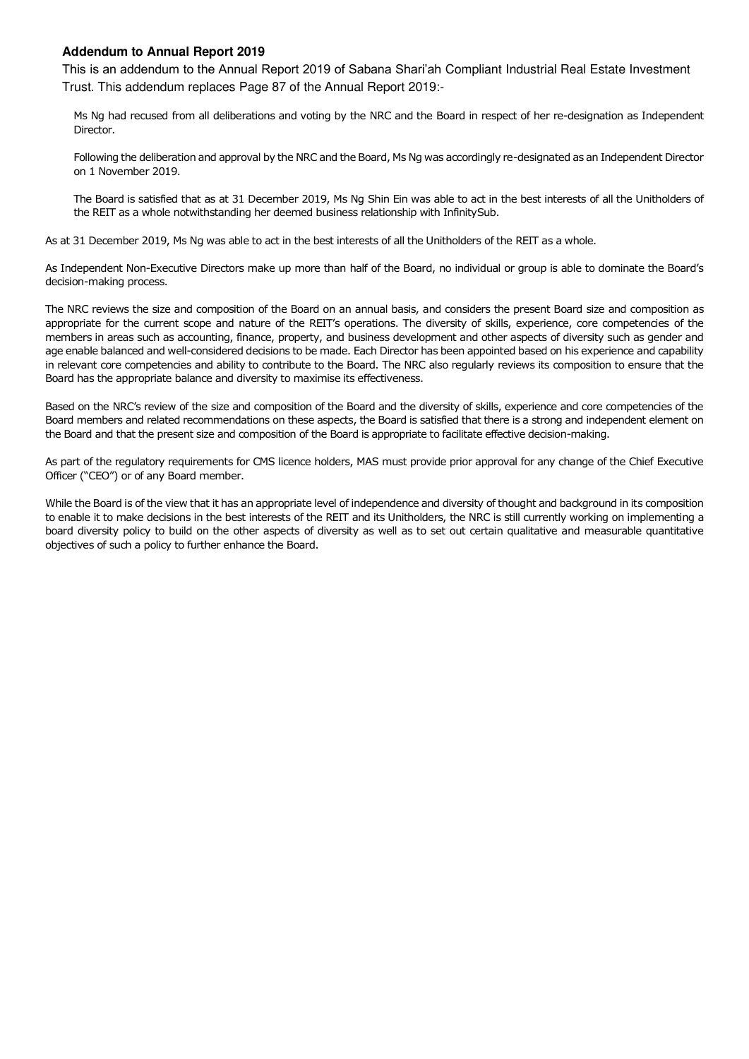**Addendum to Annual Report 2019**

This is an addendum to the Annual Report 2019 of Sabana Shari'ah Compliant Industrial Real Estate Investment Trust. This addendum replaces Page 87 of the Annual Report 2019:-

> Ms Ng had recused from all deliberations and voting by the NRC and the Board in respect of her re-designation as Independent Director.
>
> Following the deliberation and approval by the NRC and the Board, Ms Ng was accordingly re-designated as an Independent Director on 1 November 2019.
>
> The Board is satisfied that as at 31 December 2019, Ms Ng Shin Ein was able to act in the best interests of all the Unitholders of the REIT as a whole notwithstanding her deemed business relationship with InfinitySub.

As at 31 December 2019, Ms Ng was able to act in the best interests of all the Unitholders of the REIT as a whole.

As Independent Non-Executive Directors make up more than half of the Board, no individual or group is able to dominate the Board's decision-making process.

The NRC reviews the size and composition of the Board on an annual basis, and considers the present Board size and composition as appropriate for the current scope and nature of the REIT's operations. The diversity of skills, experience, core competencies of the members in areas such as accounting, finance, property, and business development and other aspects of diversity such as gender and age enable balanced and well-considered decisions to be made. Each Director has been appointed based on his experience and capability in relevant core competencies and ability to contribute to the Board. The NRC also regularly reviews its composition to ensure that the Board has the appropriate balance and diversity to maximise its effectiveness.

Based on the NRC's review of the size and composition of the Board and the diversity of skills, experience and core competencies of the Board members and related recommendations on these aspects, the Board is satisfied that there is a strong and independent element on the Board and that the present size and composition of the Board is appropriate to facilitate effective decision-making.

As part of the regulatory requirements for CMS licence holders, MAS must provide prior approval for any change of the Chief Executive Officer ("CEO") or of any Board member.

While the Board is of the view that it has an appropriate level of independence and diversity of thought and background in its composition to enable it to make decisions in the best interests of the REIT and its Unitholders, the NRC is still currently working on implementing a board diversity policy to build on the other aspects of diversity as well as to set out certain qualitative and measurable quantitative objectives of such a policy to further enhance the Board.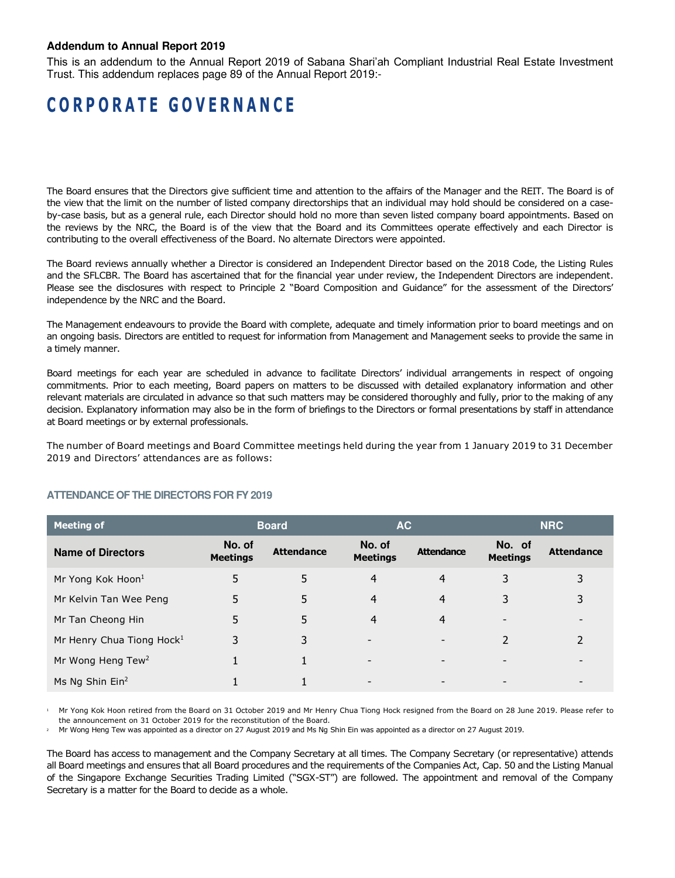**Addendum to Annual Report 2019**

This is an addendum to the Annual Report 2019 of Sabana Shari'ah Compliant Industrial Real Estate Investment Trust. This addendum replaces page 89 of the Annual Report 2019:-

# CORPORATE GOVERNANCE

The Board ensures that the Directors give sufficient time and attention to the affairs of the Manager and the REIT. The Board is of the view that the limit on the number of listed company directorships that an individual may hold should be considered on a case-by-case basis, but as a general rule, each Director should hold no more than seven listed company board appointments. Based on the reviews by the NRC, the Board is of the view that the Board and its Committees operate effectively and each Director is contributing to the overall effectiveness of the Board. No alternate Directors were appointed.

The Board reviews annually whether a Director is considered an Independent Director based on the 2018 Code, the Listing Rules and the SFLCBR. The Board has ascertained that for the financial year under review, the Independent Directors are independent. Please see the disclosures with respect to Principle 2 "Board Composition and Guidance" for the assessment of the Directors' independence by the NRC and the Board.

The Management endeavours to provide the Board with complete, adequate and timely information prior to board meetings and on an ongoing basis. Directors are entitled to request for information from Management and Management seeks to provide the same in a timely manner.

Board meetings for each year are scheduled in advance to facilitate Directors' individual arrangements in respect of ongoing commitments. Prior to each meeting, Board papers on matters to be discussed with detailed explanatory information and other relevant materials are circulated in advance so that such matters may be considered thoroughly and fully, prior to the making of any decision. Explanatory information may also be in the form of briefings to the Directors or formal presentations by staff in attendance at Board meetings or by external professionals.

The number of Board meetings and Board Committee meetings held during the year from 1 January 2019 to 31 December 2019 and Directors' attendances are as follows:

### ATTENDANCE OF THE DIRECTORS FOR FY 2019

| Meeting of | Board | | AC | | NRC | |
|---|---|---|---|---|---|---|
| **Name of Directors** | **No. of Meetings** | **Attendance** | **No. of Meetings** | **Attendance** | **No. of Meetings** | **Attendance** |
| Mr Yong Kok Hoon[1] | 5 | 5 | 4 | 4 | 3 | 3 |
| Mr Kelvin Tan Wee Peng | 5 | 5 | 4 | 4 | 3 | 3 |
| Mr Tan Cheong Hin | 5 | 5 | 4 | 4 | - | - |
| Mr Henry Chua Tiong Hock[1] | 3 | 3 | - | - | 2 | 2 |
| Mr Wong Heng Tew[2] | 1 | 1 | - | - | - | - |
| Ms Ng Shin Ein[2] | 1 | 1 | - | - | - | - |

[1] Mr Yong Kok Hoon retired from the Board on 31 October 2019 and Mr Henry Chua Tiong Hock resigned from the Board on 28 June 2019. Please refer to the announcement on 31 October 2019 for the reconstitution of the Board.

[2] Mr Wong Heng Tew was appointed as a director on 27 August 2019 and Ms Ng Shin Ein was appointed as a director on 27 August 2019.

The Board has access to management and the Company Secretary at all times. The Company Secretary (or representative) attends all Board meetings and ensures that all Board procedures and the requirements of the Companies Act, Cap. 50 and the Listing Manual of the Singapore Exchange Securities Trading Limited ("SGX-ST") are followed. The appointment and removal of the Company Secretary is a matter for the Board to decide as a whole.